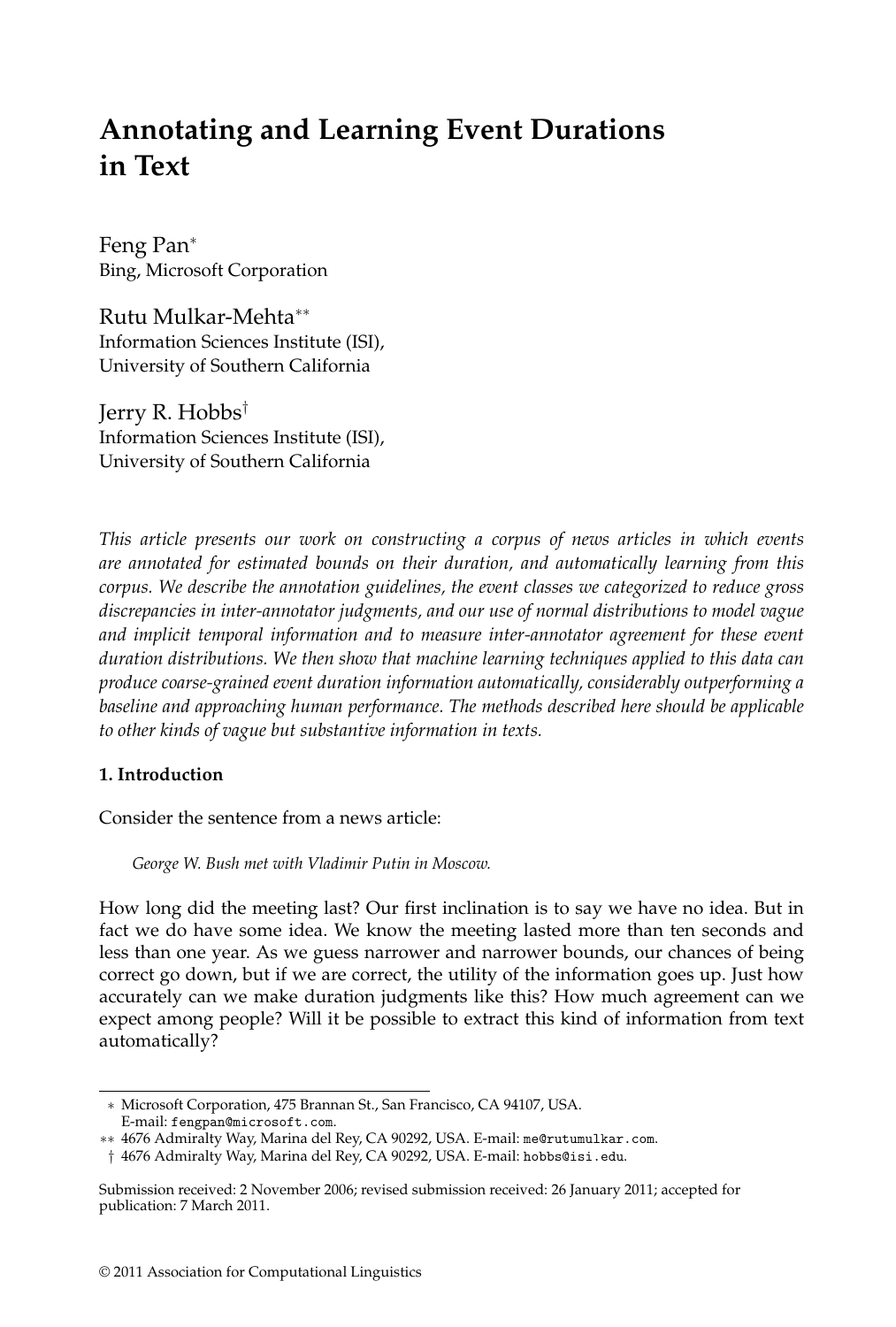# Annotating and Learning Event Durations in Text

Feng Pan*
Bing, Microsoft Corporation

Rutu Mulkar-Mehta**
Information Sciences Institute (ISI), University of Southern California

Jerry R. Hobbs†
Information Sciences Institute (ISI), University of Southern California

*This article presents our work on constructing a corpus of news articles in which events are annotated for estimated bounds on their duration, and automatically learning from this corpus. We describe the annotation guidelines, the event classes we categorized to reduce gross discrepancies in inter-annotator judgments, and our use of normal distributions to model vague and implicit temporal information and to measure inter-annotator agreement for these event duration distributions. We then show that machine learning techniques applied to this data can produce coarse-grained event duration information automatically, considerably outperforming a baseline and approaching human performance. The methods described here should be applicable to other kinds of vague but substantive information in texts.*

## 1. Introduction

Consider the sentence from a news article:

*George W. Bush met with Vladimir Putin in Moscow.*

How long did the meeting last? Our first inclination is to say we have no idea. But in fact we do have some idea. We know the meeting lasted more than ten seconds and less than one year. As we guess narrower and narrower bounds, our chances of being correct go down, but if we are correct, the utility of the information goes up. Just how accurately can we make duration judgments like this? How much agreement can we expect among people? Will it be possible to extract this kind of information from text automatically?

* Microsoft Corporation, 475 Brannan St., San Francisco, CA 94107, USA. E-mail: `fengpan@microsoft.com`.
** 4676 Admiralty Way, Marina del Rey, CA 90292, USA. E-mail: `me@rutumulkar.com`.
† 4676 Admiralty Way, Marina del Rey, CA 90292, USA. E-mail: `hobbs@isi.edu`.

Submission received: 2 November 2006; revised submission received: 26 January 2011; accepted for publication: 7 March 2011.

© 2011 Association for Computational Linguistics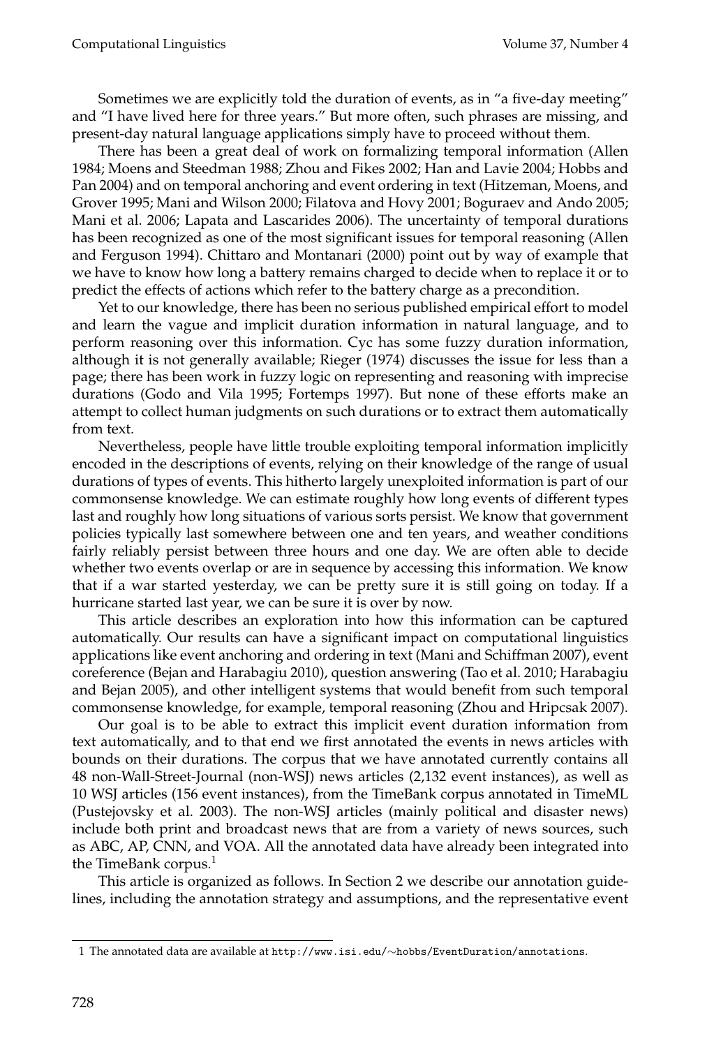Sometimes we are explicitly told the duration of events, as in "a five-day meeting" and "I have lived here for three years." But more often, such phrases are missing, and present-day natural language applications simply have to proceed without them.

There has been a great deal of work on formalizing temporal information (Allen 1984; Moens and Steedman 1988; Zhou and Fikes 2002; Han and Lavie 2004; Hobbs and Pan 2004) and on temporal anchoring and event ordering in text (Hitzeman, Moens, and Grover 1995; Mani and Wilson 2000; Filatova and Hovy 2001; Boguraev and Ando 2005; Mani et al. 2006; Lapata and Lascarides 2006). The uncertainty of temporal durations has been recognized as one of the most significant issues for temporal reasoning (Allen and Ferguson 1994). Chittaro and Montanari (2000) point out by way of example that we have to know how long a battery remains charged to decide when to replace it or to predict the effects of actions which refer to the battery charge as a precondition.

Yet to our knowledge, there has been no serious published empirical effort to model and learn the vague and implicit duration information in natural language, and to perform reasoning over this information. Cyc has some fuzzy duration information, although it is not generally available; Rieger (1974) discusses the issue for less than a page; there has been work in fuzzy logic on representing and reasoning with imprecise durations (Godo and Vila 1995; Fortemps 1997). But none of these efforts make an attempt to collect human judgments on such durations or to extract them automatically from text.

Nevertheless, people have little trouble exploiting temporal information implicitly encoded in the descriptions of events, relying on their knowledge of the range of usual durations of types of events. This hitherto largely unexploited information is part of our commonsense knowledge. We can estimate roughly how long events of different types last and roughly how long situations of various sorts persist. We know that government policies typically last somewhere between one and ten years, and weather conditions fairly reliably persist between three hours and one day. We are often able to decide whether two events overlap or are in sequence by accessing this information. We know that if a war started yesterday, we can be pretty sure it is still going on today. If a hurricane started last year, we can be sure it is over by now.

This article describes an exploration into how this information can be captured automatically. Our results can have a significant impact on computational linguistics applications like event anchoring and ordering in text (Mani and Schiffman 2007), event coreference (Bejan and Harabagiu 2010), question answering (Tao et al. 2010; Harabagiu and Bejan 2005), and other intelligent systems that would benefit from such temporal commonsense knowledge, for example, temporal reasoning (Zhou and Hripcsak 2007).

Our goal is to be able to extract this implicit event duration information from text automatically, and to that end we first annotated the events in news articles with bounds on their durations. The corpus that we have annotated currently contains all 48 non-Wall-Street-Journal (non-WSJ) news articles (2,132 event instances), as well as 10 WSJ articles (156 event instances), from the TimeBank corpus annotated in TimeML (Pustejovsky et al. 2003). The non-WSJ articles (mainly political and disaster news) include both print and broadcast news that are from a variety of news sources, such as ABC, AP, CNN, and VOA. All the annotated data have already been integrated into the TimeBank corpus.[1]

This article is organized as follows. In Section 2 we describe our annotation guidelines, including the annotation strategy and assumptions, and the representative event

[1] The annotated data are available at http://www.isi.edu/∼hobbs/EventDuration/annotations.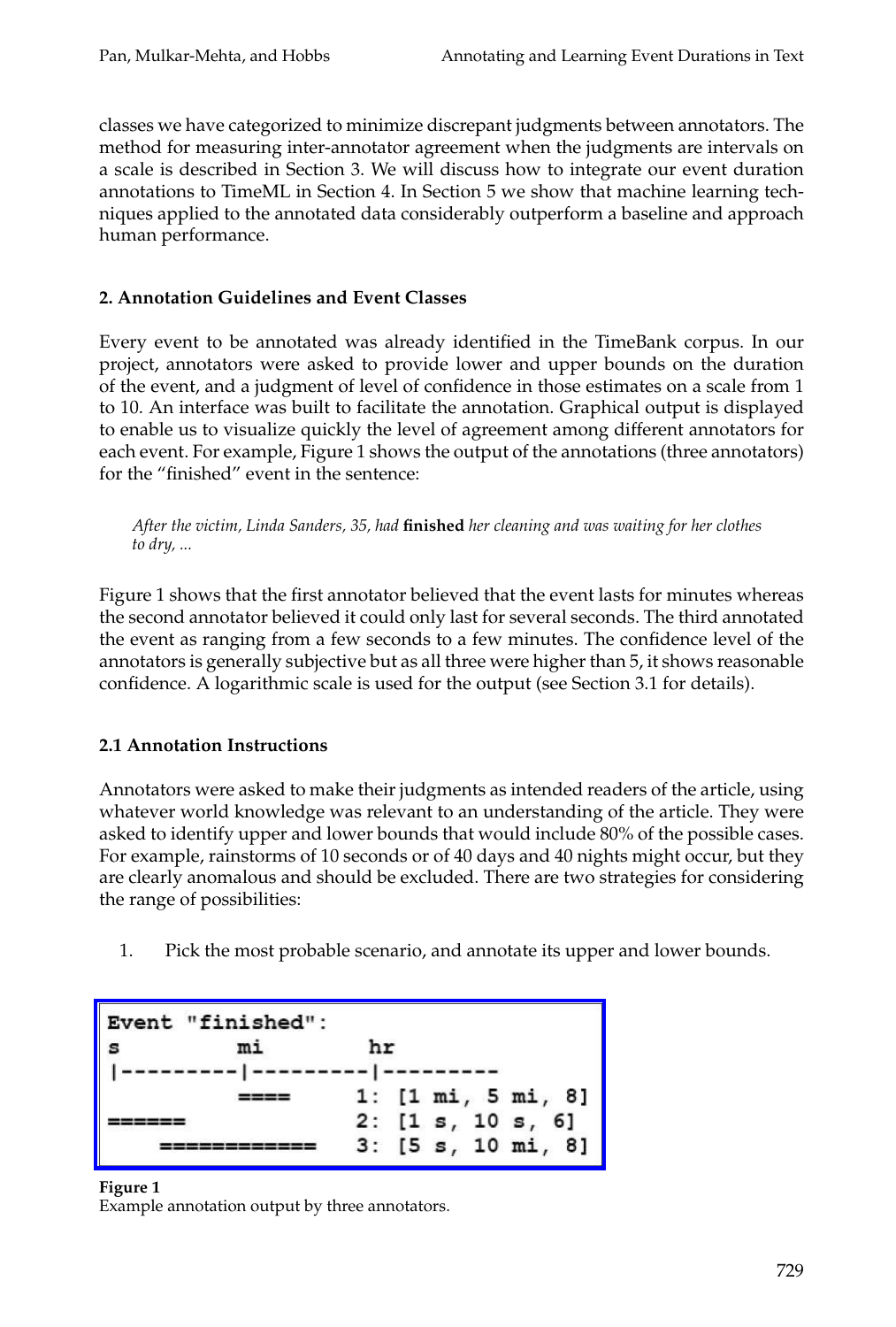classes we have categorized to minimize discrepant judgments between annotators. The method for measuring inter-annotator agreement when the judgments are intervals on a scale is described in Section 3. We will discuss how to integrate our event duration annotations to TimeML in Section 4. In Section 5 we show that machine learning techniques applied to the annotated data considerably outperform a baseline and approach human performance.

## 2. Annotation Guidelines and Event Classes

Every event to be annotated was already identified in the TimeBank corpus. In our project, annotators were asked to provide lower and upper bounds on the duration of the event, and a judgment of level of confidence in those estimates on a scale from 1 to 10. An interface was built to facilitate the annotation. Graphical output is displayed to enable us to visualize quickly the level of agreement among different annotators for each event. For example, Figure 1 shows the output of the annotations (three annotators) for the "finished" event in the sentence:

> *After the victim, Linda Sanders, 35, had* **finished** *her cleaning and was waiting for her clothes to dry, ...*

Figure 1 shows that the first annotator believed that the event lasts for minutes whereas the second annotator believed it could only last for several seconds. The third annotated the event as ranging from a few seconds to a few minutes. The confidence level of the annotators is generally subjective but as all three were higher than 5, it shows reasonable confidence. A logarithmic scale is used for the output (see Section 3.1 for details).

### 2.1 Annotation Instructions

Annotators were asked to make their judgments as intended readers of the article, using whatever world knowledge was relevant to an understanding of the article. They were asked to identify upper and lower bounds that would include 80% of the possible cases. For example, rainstorms of 10 seconds or of 40 days and 40 nights might occur, but they are clearly anomalous and should be excluded. There are two strategies for considering the range of possibilities:

1. Pick the most probable scenario, and annotate its upper and lower bounds.

```
Event "finished":
s         mi         hr
|---------|---------|---------
          ====      1: [1 mi, 5 mi, 8]
======              2: [1 s, 10 s, 6]
    ============    3: [5 s, 10 mi, 8]
```

**Figure 1**
Example annotation output by three annotators.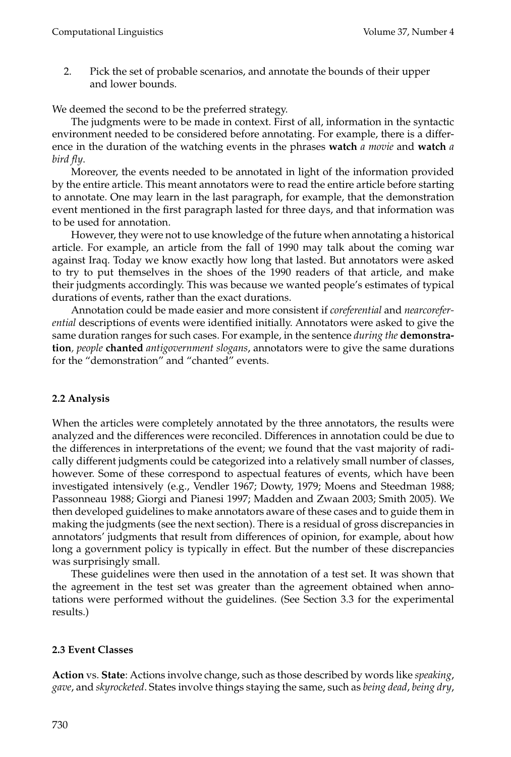2. Pick the set of probable scenarios, and annotate the bounds of their upper and lower bounds.

We deemed the second to be the preferred strategy.

The judgments were to be made in context. First of all, information in the syntactic environment needed to be considered before annotating. For example, there is a difference in the duration of the watching events in the phrases **watch** *a movie* and **watch** *a bird fly*.

Moreover, the events needed to be annotated in light of the information provided by the entire article. This meant annotators were to read the entire article before starting to annotate. One may learn in the last paragraph, for example, that the demonstration event mentioned in the first paragraph lasted for three days, and that information was to be used for annotation.

However, they were not to use knowledge of the future when annotating a historical article. For example, an article from the fall of 1990 may talk about the coming war against Iraq. Today we know exactly how long that lasted. But annotators were asked to try to put themselves in the shoes of the 1990 readers of that article, and make their judgments accordingly. This was because we wanted people's estimates of typical durations of events, rather than the exact durations.

Annotation could be made easier and more consistent if *coreferential* and *nearcoreferential* descriptions of events were identified initially. Annotators were asked to give the same duration ranges for such cases. For example, in the sentence *during the* **demonstration***, people* **chanted** *antigovernment slogans*, annotators were to give the same durations for the "demonstration" and "chanted" events.

### 2.2 Analysis

When the articles were completely annotated by the three annotators, the results were analyzed and the differences were reconciled. Differences in annotation could be due to the differences in interpretations of the event; we found that the vast majority of radically different judgments could be categorized into a relatively small number of classes, however. Some of these correspond to aspectual features of events, which have been investigated intensively (e.g., Vendler 1967; Dowty, 1979; Moens and Steedman 1988; Passonneau 1988; Giorgi and Pianesi 1997; Madden and Zwaan 2003; Smith 2005). We then developed guidelines to make annotators aware of these cases and to guide them in making the judgments (see the next section). There is a residual of gross discrepancies in annotators' judgments that result from differences of opinion, for example, about how long a government policy is typically in effect. But the number of these discrepancies was surprisingly small.

These guidelines were then used in the annotation of a test set. It was shown that the agreement in the test set was greater than the agreement obtained when annotations were performed without the guidelines. (See Section 3.3 for the experimental results.)

### 2.3 Event Classes

**Action** vs. **State**: Actions involve change, such as those described by words like *speaking*, *gave*, and *skyrocketed*. States involve things staying the same, such as *being dead*, *being dry*,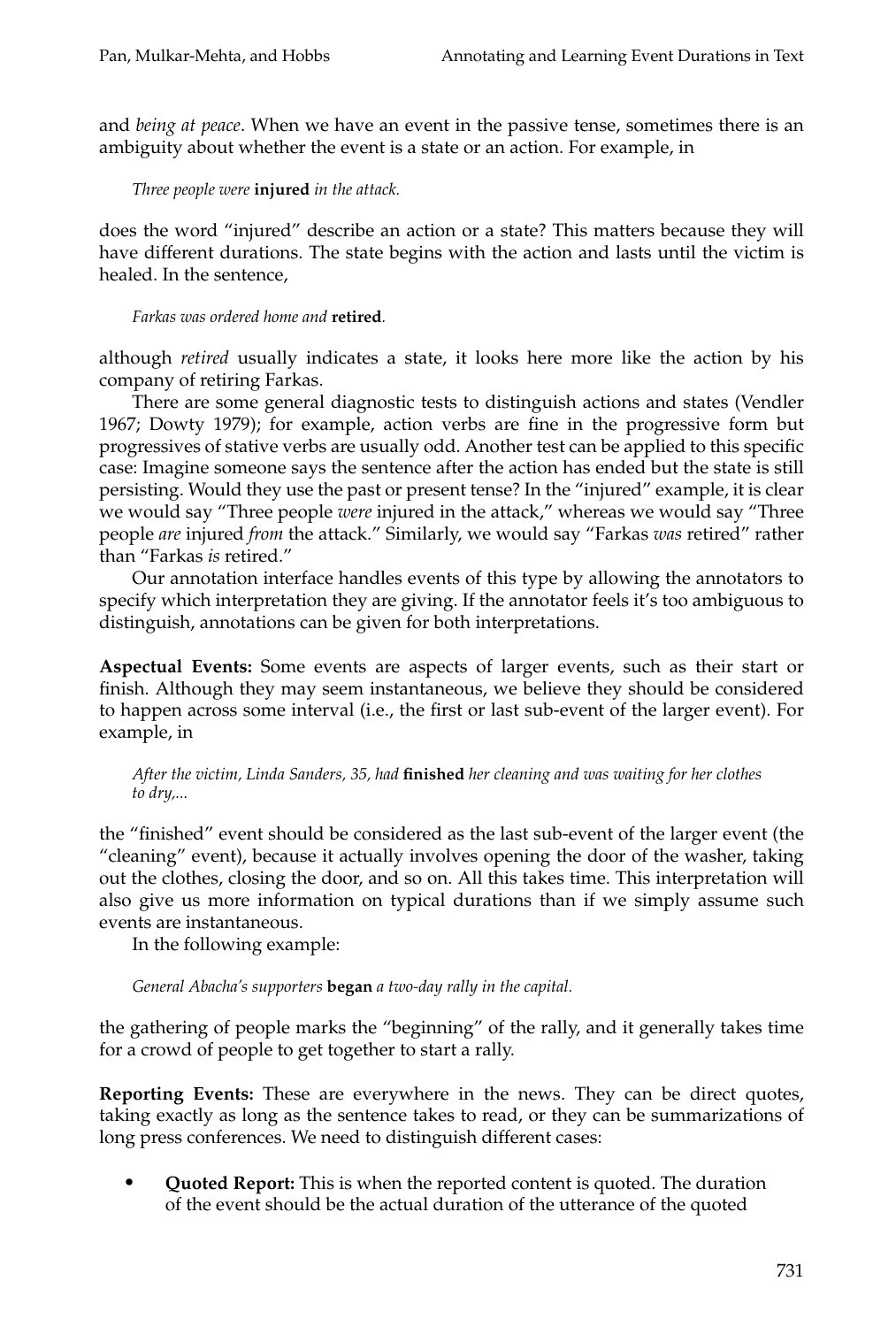and *being at peace*. When we have an event in the passive tense, sometimes there is an ambiguity about whether the event is a state or an action. For example, in

> *Three people were* **injured** *in the attack.*

does the word "injured" describe an action or a state? This matters because they will have different durations. The state begins with the action and lasts until the victim is healed. In the sentence,

> *Farkas was ordered home and* **retired***.*

although *retired* usually indicates a state, it looks here more like the action by his company of retiring Farkas.

There are some general diagnostic tests to distinguish actions and states (Vendler 1967; Dowty 1979); for example, action verbs are fine in the progressive form but progressives of stative verbs are usually odd. Another test can be applied to this specific case: Imagine someone says the sentence after the action has ended but the state is still persisting. Would they use the past or present tense? In the "injured" example, it is clear we would say "Three people *were* injured in the attack," whereas we would say "Three people *are* injured *from* the attack." Similarly, we would say "Farkas *was* retired" rather than "Farkas *is* retired."

Our annotation interface handles events of this type by allowing the annotators to specify which interpretation they are giving. If the annotator feels it's too ambiguous to distinguish, annotations can be given for both interpretations.

**Aspectual Events:** Some events are aspects of larger events, such as their start or finish. Although they may seem instantaneous, we believe they should be considered to happen across some interval (i.e., the first or last sub-event of the larger event). For example, in

> *After the victim, Linda Sanders, 35, had* **finished** *her cleaning and was waiting for her clothes to dry,...*

the "finished" event should be considered as the last sub-event of the larger event (the "cleaning" event), because it actually involves opening the door of the washer, taking out the clothes, closing the door, and so on. All this takes time. This interpretation will also give us more information on typical durations than if we simply assume such events are instantaneous.

In the following example:

> *General Abacha's supporters* **began** *a two-day rally in the capital.*

the gathering of people marks the "beginning" of the rally, and it generally takes time for a crowd of people to get together to start a rally.

**Reporting Events:** These are everywhere in the news. They can be direct quotes, taking exactly as long as the sentence takes to read, or they can be summarizations of long press conferences. We need to distinguish different cases:

- **Quoted Report:** This is when the reported content is quoted. The duration of the event should be the actual duration of the utterance of the quoted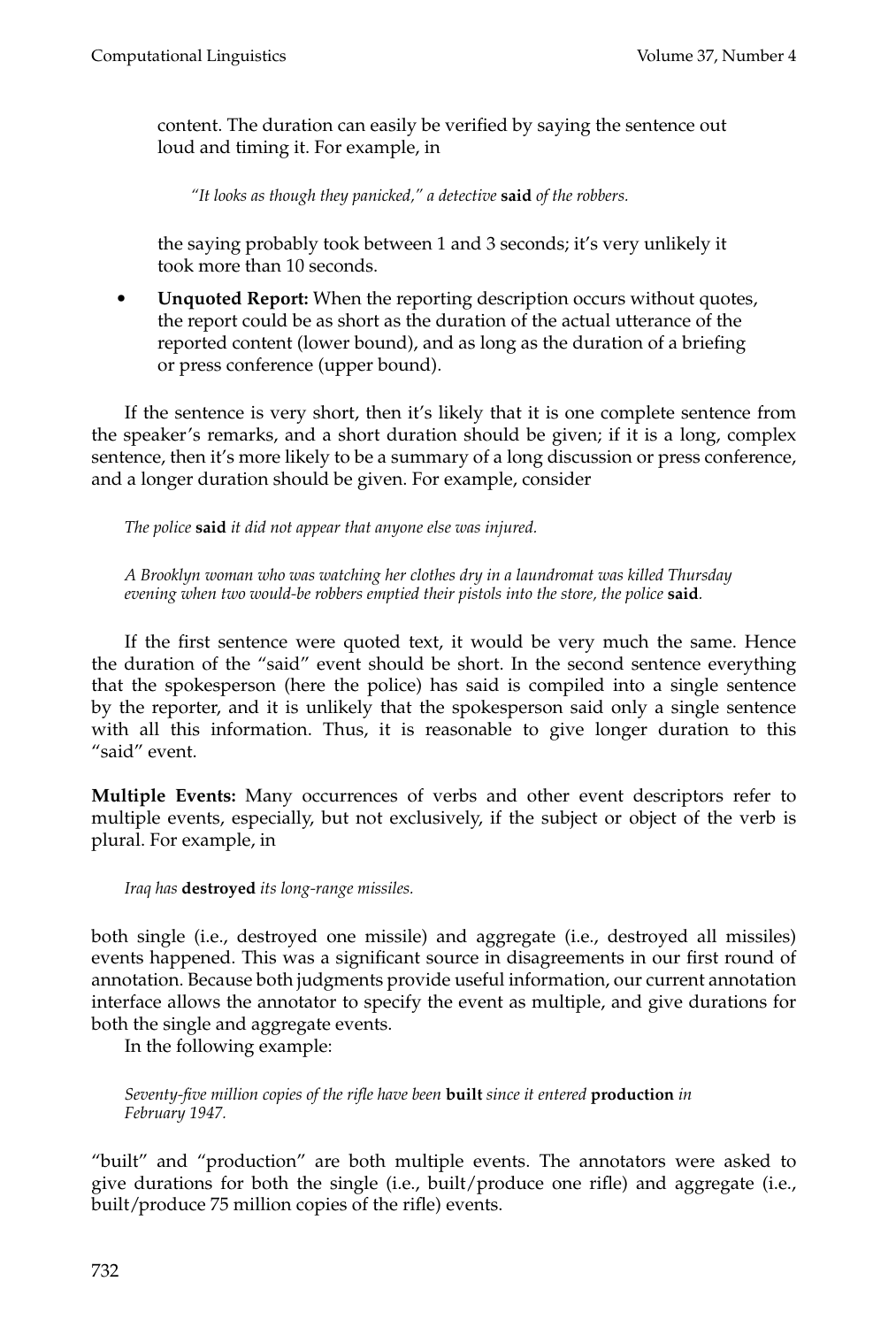content. The duration can easily be verified by saying the sentence out loud and timing it. For example, in

> *"It looks as though they panicked," a detective* **said** *of the robbers.*

the saying probably took between 1 and 3 seconds; it's very unlikely it took more than 10 seconds.

- **Unquoted Report:** When the reporting description occurs without quotes, the report could be as short as the duration of the actual utterance of the reported content (lower bound), and as long as the duration of a briefing or press conference (upper bound).

If the sentence is very short, then it's likely that it is one complete sentence from the speaker's remarks, and a short duration should be given; if it is a long, complex sentence, then it's more likely to be a summary of a long discussion or press conference, and a longer duration should be given. For example, consider

> *The police* **said** *it did not appear that anyone else was injured.*

> *A Brooklyn woman who was watching her clothes dry in a laundromat was killed Thursday evening when two would-be robbers emptied their pistols into the store, the police* **said**.

If the first sentence were quoted text, it would be very much the same. Hence the duration of the "said" event should be short. In the second sentence everything that the spokesperson (here the police) has said is compiled into a single sentence by the reporter, and it is unlikely that the spokesperson said only a single sentence with all this information. Thus, it is reasonable to give longer duration to this "said" event.

**Multiple Events:** Many occurrences of verbs and other event descriptors refer to multiple events, especially, but not exclusively, if the subject or object of the verb is plural. For example, in

> *Iraq has* **destroyed** *its long-range missiles.*

both single (i.e., destroyed one missile) and aggregate (i.e., destroyed all missiles) events happened. This was a significant source in disagreements in our first round of annotation. Because both judgments provide useful information, our current annotation interface allows the annotator to specify the event as multiple, and give durations for both the single and aggregate events.

In the following example:

> *Seventy-five million copies of the rifle have been* **built** *since it entered* **production** *in February 1947.*

"built" and "production" are both multiple events. The annotators were asked to give durations for both the single (i.e., built/produce one rifle) and aggregate (i.e., built/produce 75 million copies of the rifle) events.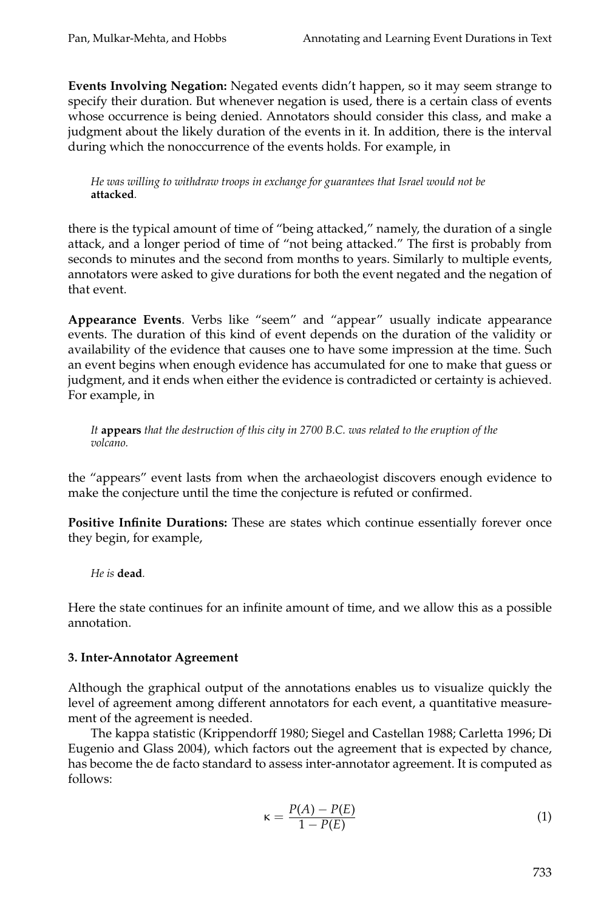**Events Involving Negation:** Negated events didn't happen, so it may seem strange to specify their duration. But whenever negation is used, there is a certain class of events whose occurrence is being denied. Annotators should consider this class, and make a judgment about the likely duration of the events in it. In addition, there is the interval during which the nonoccurrence of the events holds. For example, in

> *He was willing to withdraw troops in exchange for guarantees that Israel would not be* **attacked**.

there is the typical amount of time of "being attacked," namely, the duration of a single attack, and a longer period of time of "not being attacked." The first is probably from seconds to minutes and the second from months to years. Similarly to multiple events, annotators were asked to give durations for both the event negated and the negation of that event.

**Appearance Events**. Verbs like "seem" and "appear" usually indicate appearance events. The duration of this kind of event depends on the duration of the validity or availability of the evidence that causes one to have some impression at the time. Such an event begins when enough evidence has accumulated for one to make that guess or judgment, and it ends when either the evidence is contradicted or certainty is achieved. For example, in

> *It* **appears** *that the destruction of this city in 2700 B.C. was related to the eruption of the volcano.*

the "appears" event lasts from when the archaeologist discovers enough evidence to make the conjecture until the time the conjecture is refuted or confirmed.

**Positive Infinite Durations:** These are states which continue essentially forever once they begin, for example,

> *He is* **dead**.

Here the state continues for an infinite amount of time, and we allow this as a possible annotation.

### 3. Inter-Annotator Agreement

Although the graphical output of the annotations enables us to visualize quickly the level of agreement among different annotators for each event, a quantitative measurement of the agreement is needed.

The kappa statistic (Krippendorff 1980; Siegel and Castellan 1988; Carletta 1996; Di Eugenio and Glass 2004), which factors out the agreement that is expected by chance, has become the de facto standard to assess inter-annotator agreement. It is computed as follows:

$$\kappa = \frac{P(A) - P(E)}{1 - P(E)} \tag{1}$$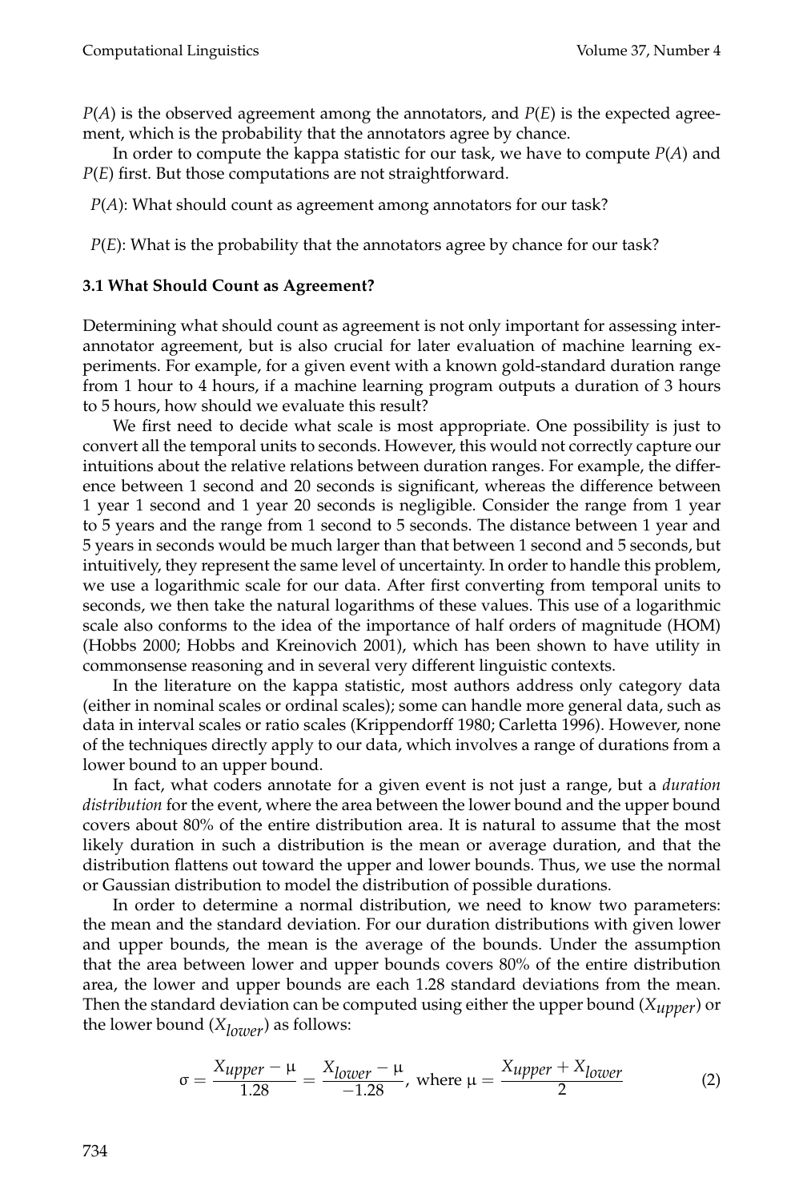$P(A)$ is the observed agreement among the annotators, and $P(E)$ is the expected agreement, which is the probability that the annotators agree by chance.

In order to compute the kappa statistic for our task, we have to compute $P(A)$ and $P(E)$ first. But those computations are not straightforward.

$P(A)$: What should count as agreement among annotators for our task?

$P(E)$: What is the probability that the annotators agree by chance for our task?

### 3.1 What Should Count as Agreement?

Determining what should count as agreement is not only important for assessing inter-annotator agreement, but is also crucial for later evaluation of machine learning experiments. For example, for a given event with a known gold-standard duration range from 1 hour to 4 hours, if a machine learning program outputs a duration of 3 hours to 5 hours, how should we evaluate this result?

We first need to decide what scale is most appropriate. One possibility is just to convert all the temporal units to seconds. However, this would not correctly capture our intuitions about the relative relations between duration ranges. For example, the difference between 1 second and 20 seconds is significant, whereas the difference between 1 year 1 second and 1 year 20 seconds is negligible. Consider the range from 1 year to 5 years and the range from 1 second to 5 seconds. The distance between 1 year and 5 years in seconds would be much larger than that between 1 second and 5 seconds, but intuitively, they represent the same level of uncertainty. In order to handle this problem, we use a logarithmic scale for our data. After first converting from temporal units to seconds, we then take the natural logarithms of these values. This use of a logarithmic scale also conforms to the idea of the importance of half orders of magnitude (HOM) (Hobbs 2000; Hobbs and Kreinovich 2001), which has been shown to have utility in commonsense reasoning and in several very different linguistic contexts.

In the literature on the kappa statistic, most authors address only category data (either in nominal scales or ordinal scales); some can handle more general data, such as data in interval scales or ratio scales (Krippendorff 1980; Carletta 1996). However, none of the techniques directly apply to our data, which involves a range of durations from a lower bound to an upper bound.

In fact, what coders annotate for a given event is not just a range, but a *duration distribution* for the event, where the area between the lower bound and the upper bound covers about 80% of the entire distribution area. It is natural to assume that the most likely duration in such a distribution is the mean or average duration, and that the distribution flattens out toward the upper and lower bounds. Thus, we use the normal or Gaussian distribution to model the distribution of possible durations.

In order to determine a normal distribution, we need to know two parameters: the mean and the standard deviation. For our duration distributions with given lower and upper bounds, the mean is the average of the bounds. Under the assumption that the area between lower and upper bounds covers 80% of the entire distribution area, the lower and upper bounds are each 1.28 standard deviations from the mean. Then the standard deviation can be computed using either the upper bound ($X_{upper}$) or the lower bound ($X_{lower}$) as follows:

$$\sigma = \frac{X_{upper} - \mu}{1.28} = \frac{X_{lower} - \mu}{-1.28}, \text{ where } \mu = \frac{X_{upper} + X_{lower}}{2} \tag{2}$$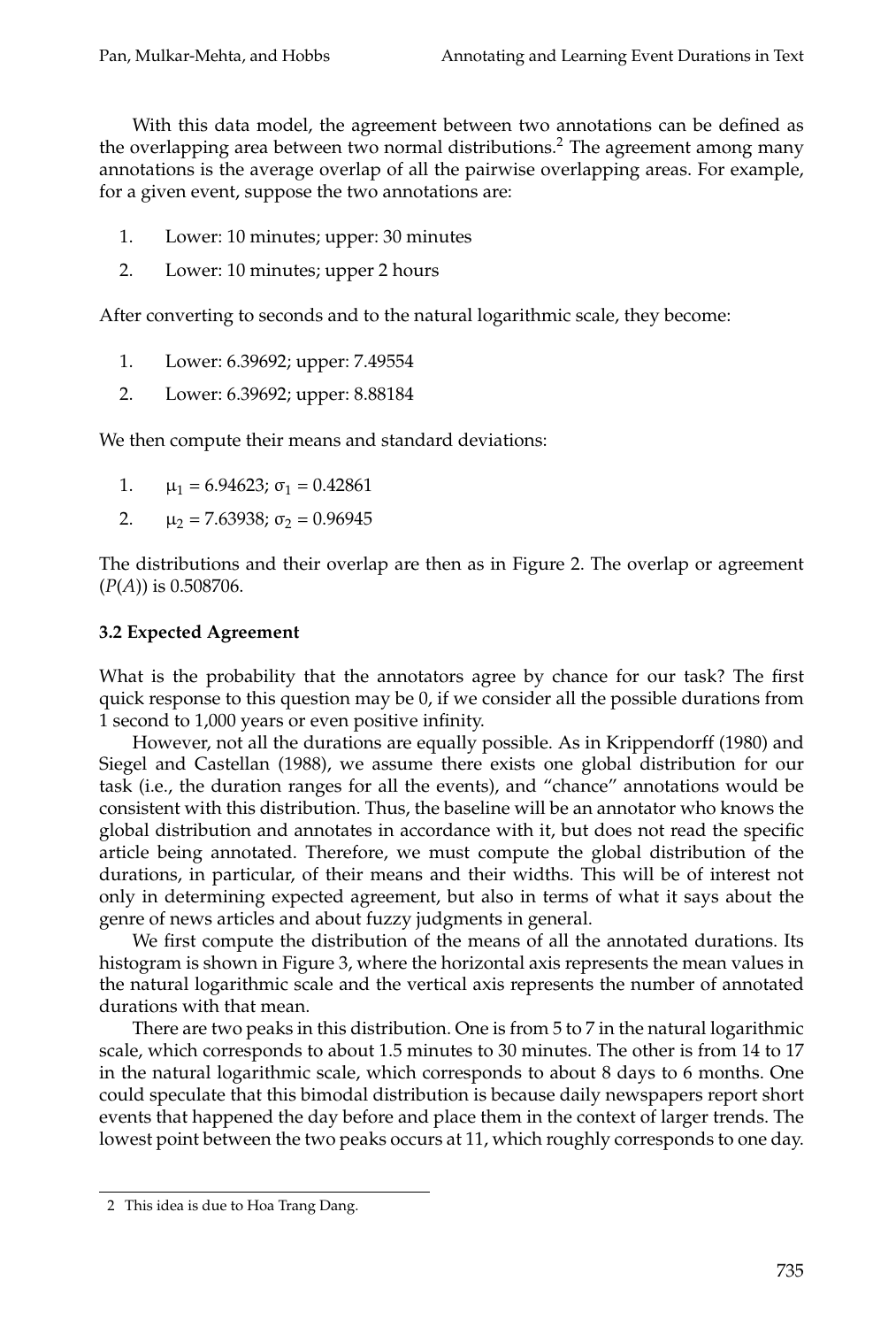With this data model, the agreement between two annotations can be defined as the overlapping area between two normal distributions.[2] The agreement among many annotations is the average overlap of all the pairwise overlapping areas. For example, for a given event, suppose the two annotations are:

1. Lower: 10 minutes; upper: 30 minutes
2. Lower: 10 minutes; upper 2 hours

After converting to seconds and to the natural logarithmic scale, they become:

1. Lower: 6.39692; upper: 7.49554
2. Lower: 6.39692; upper: 8.88184

We then compute their means and standard deviations:

1. $\mu_1 = 6.94623$; $\sigma_1 = 0.42861$
2. $\mu_2 = 7.63938$; $\sigma_2 = 0.96945$

The distributions and their overlap are then as in Figure 2. The overlap or agreement ($P(A)$) is 0.508706.

### 3.2 Expected Agreement

What is the probability that the annotators agree by chance for our task? The first quick response to this question may be 0, if we consider all the possible durations from 1 second to 1,000 years or even positive infinity.

However, not all the durations are equally possible. As in Krippendorff (1980) and Siegel and Castellan (1988), we assume there exists one global distribution for our task (i.e., the duration ranges for all the events), and "chance" annotations would be consistent with this distribution. Thus, the baseline will be an annotator who knows the global distribution and annotates in accordance with it, but does not read the specific article being annotated. Therefore, we must compute the global distribution of the durations, in particular, of their means and their widths. This will be of interest not only in determining expected agreement, but also in terms of what it says about the genre of news articles and about fuzzy judgments in general.

We first compute the distribution of the means of all the annotated durations. Its histogram is shown in Figure 3, where the horizontal axis represents the mean values in the natural logarithmic scale and the vertical axis represents the number of annotated durations with that mean.

There are two peaks in this distribution. One is from 5 to 7 in the natural logarithmic scale, which corresponds to about 1.5 minutes to 30 minutes. The other is from 14 to 17 in the natural logarithmic scale, which corresponds to about 8 days to 6 months. One could speculate that this bimodal distribution is because daily newspapers report short events that happened the day before and place them in the context of larger trends. The lowest point between the two peaks occurs at 11, which roughly corresponds to one day.

---

[2] This idea is due to Hoa Trang Dang.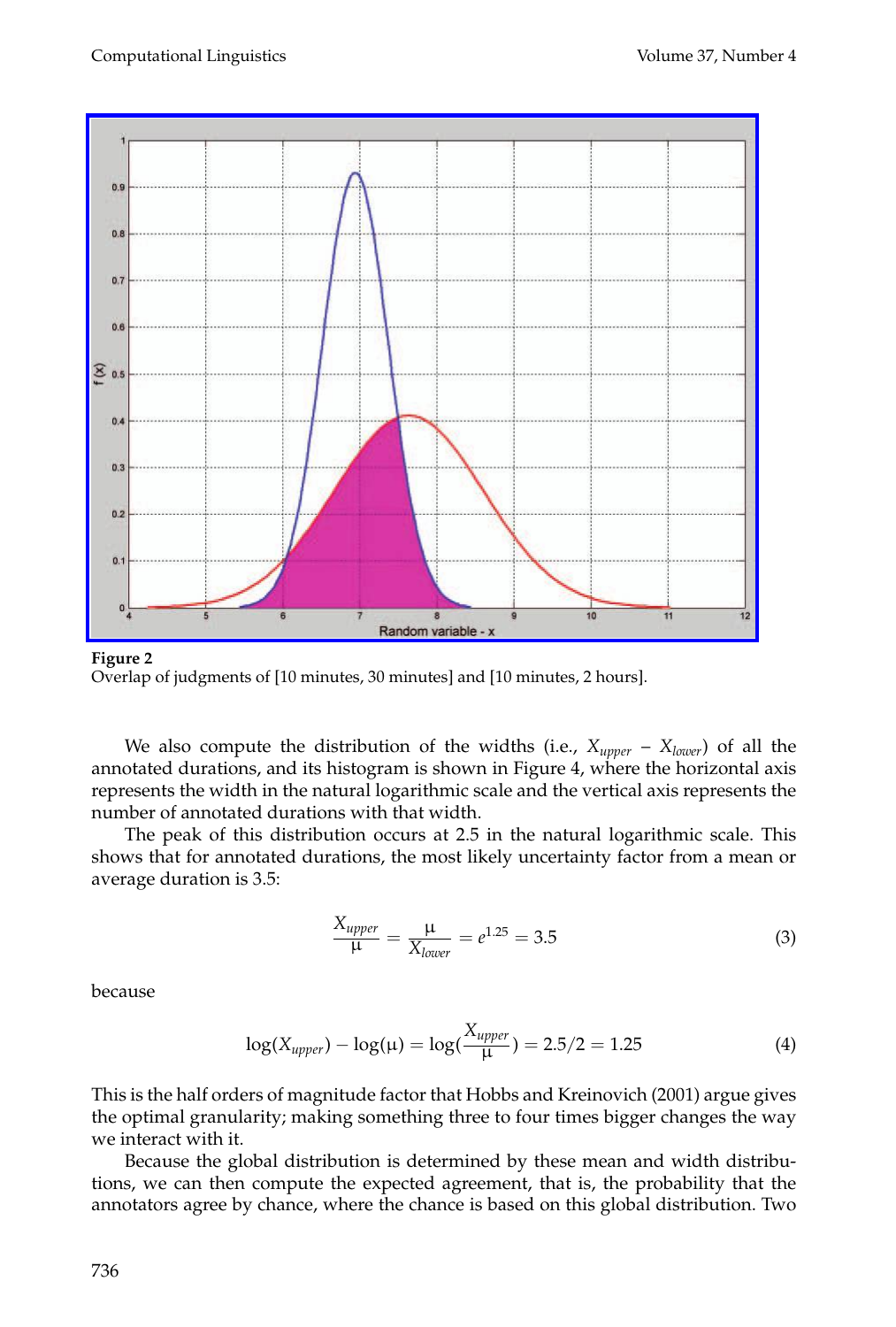Figure 2
Overlap of judgments of [10 minutes, 30 minutes] and [10 minutes, 2 hours].

We also compute the distribution of the widths (i.e., $X_{upper} - X_{lower}$) of all the annotated durations, and its histogram is shown in Figure 4, where the horizontal axis represents the width in the natural logarithmic scale and the vertical axis represents the number of annotated durations with that width.

The peak of this distribution occurs at 2.5 in the natural logarithmic scale. This shows that for annotated durations, the most likely uncertainty factor from a mean or average duration is 3.5:

$$\frac{X_{upper}}{\mu} = \frac{\mu}{X_{lower}} = e^{1.25} = 3.5 \tag{3}$$

because

$$\log(X_{upper}) - \log(\mu) = \log(\frac{X_{upper}}{\mu}) = 2.5/2 = 1.25 \tag{4}$$

This is the half orders of magnitude factor that Hobbs and Kreinovich (2001) argue gives the optimal granularity; making something three to four times bigger changes the way we interact with it.

Because the global distribution is determined by these mean and width distributions, we can then compute the expected agreement, that is, the probability that the annotators agree by chance, where the chance is based on this global distribution. Two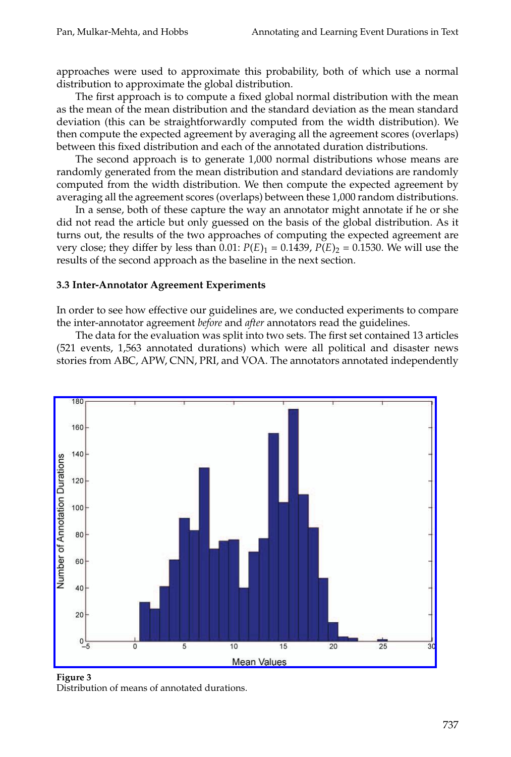approaches were used to approximate this probability, both of which use a normal distribution to approximate the global distribution.

The first approach is to compute a fixed global normal distribution with the mean as the mean of the mean distribution and the standard deviation as the mean standard deviation (this can be straightforwardly computed from the width distribution). We then compute the expected agreement by averaging all the agreement scores (overlaps) between this fixed distribution and each of the annotated duration distributions.

The second approach is to generate 1,000 normal distributions whose means are randomly generated from the mean distribution and standard deviations are randomly computed from the width distribution. We then compute the expected agreement by averaging all the agreement scores (overlaps) between these 1,000 random distributions.

In a sense, both of these capture the way an annotator might annotate if he or she did not read the article but only guessed on the basis of the global distribution. As it turns out, the results of the two approaches of computing the expected agreement are very close; they differ by less than 0.01: $P(E)_1 = 0.1439$, $P(E)_2 = 0.1530$. We will use the results of the second approach as the baseline in the next section.

### 3.3 Inter-Annotator Agreement Experiments

In order to see how effective our guidelines are, we conducted experiments to compare the inter-annotator agreement *before* and *after* annotators read the guidelines.

The data for the evaluation was split into two sets. The first set contained 13 articles (521 events, 1,563 annotated durations) which were all political and disaster news stories from ABC, APW, CNN, PRI, and VOA. The annotators annotated independently

**Figure 3**
Distribution of means of annotated durations.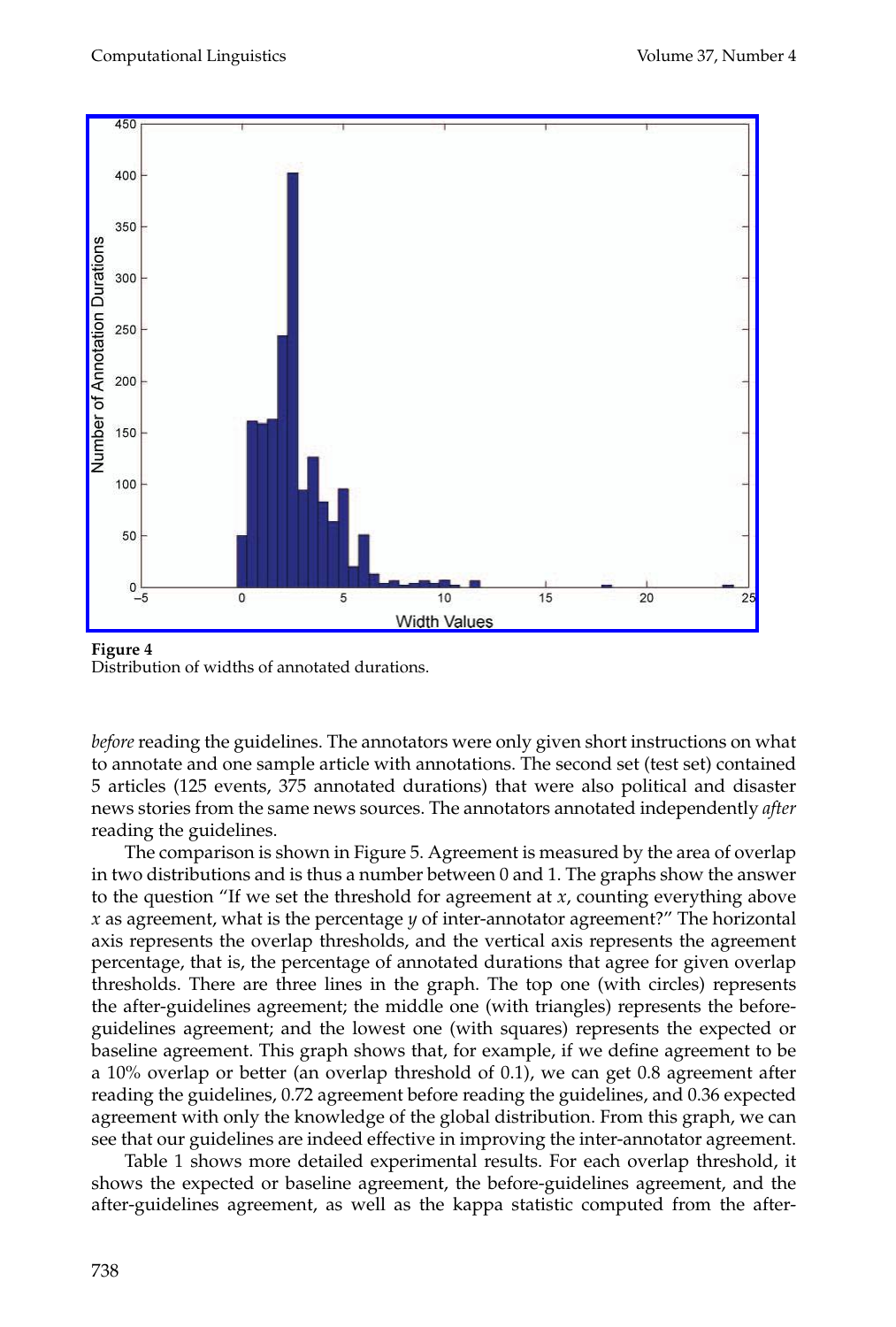**Figure 4**
Distribution of widths of annotated durations.

*before* reading the guidelines. The annotators were only given short instructions on what to annotate and one sample article with annotations. The second set (test set) contained 5 articles (125 events, 375 annotated durations) that were also political and disaster news stories from the same news sources. The annotators annotated independently *after* reading the guidelines.

The comparison is shown in Figure 5. Agreement is measured by the area of overlap in two distributions and is thus a number between 0 and 1. The graphs show the answer to the question "If we set the threshold for agreement at $x$, counting everything above $x$ as agreement, what is the percentage $y$ of inter-annotator agreement?" The horizontal axis represents the overlap thresholds, and the vertical axis represents the agreement percentage, that is, the percentage of annotated durations that agree for given overlap thresholds. There are three lines in the graph. The top one (with circles) represents the after-guidelines agreement; the middle one (with triangles) represents the before-guidelines agreement; and the lowest one (with squares) represents the expected or baseline agreement. This graph shows that, for example, if we define agreement to be a 10% overlap or better (an overlap threshold of 0.1), we can get 0.8 agreement after reading the guidelines, 0.72 agreement before reading the guidelines, and 0.36 expected agreement with only the knowledge of the global distribution. From this graph, we can see that our guidelines are indeed effective in improving the inter-annotator agreement.

Table 1 shows more detailed experimental results. For each overlap threshold, it shows the expected or baseline agreement, the before-guidelines agreement, and the after-guidelines agreement, as well as the kappa statistic computed from the after-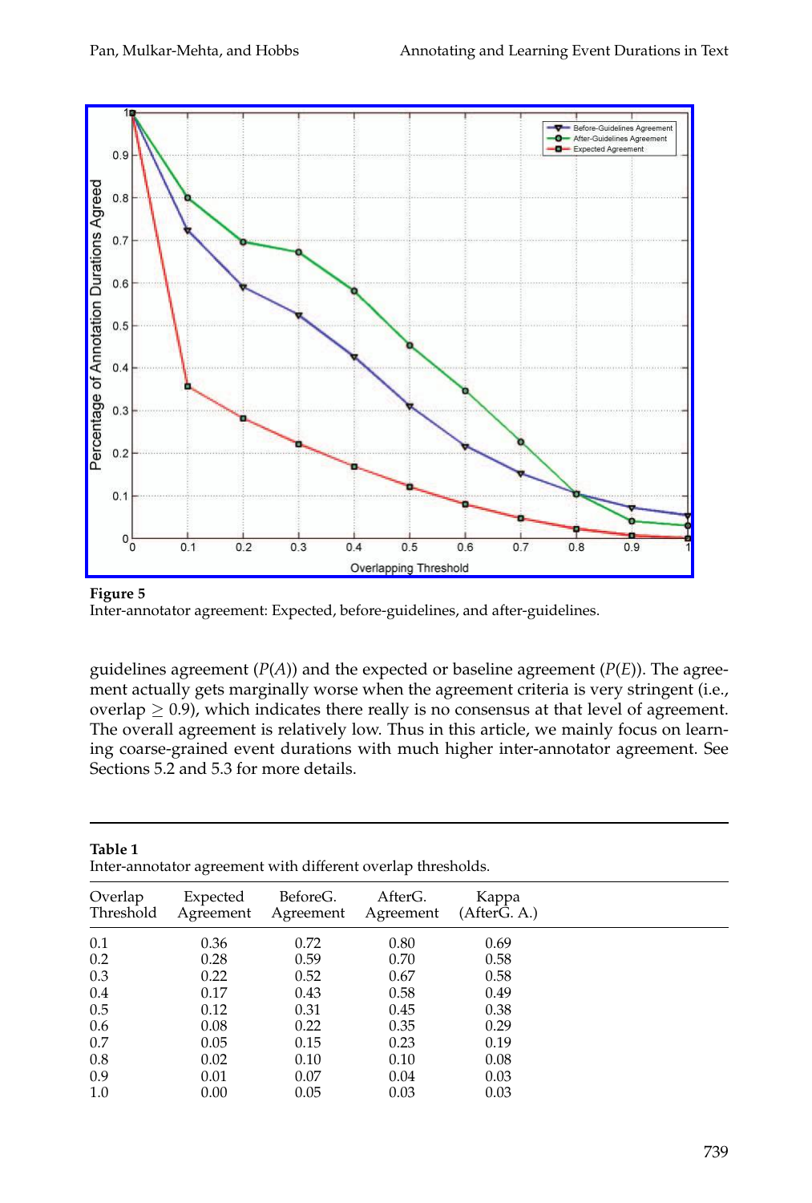**Figure 5**
Inter-annotator agreement: Expected, before-guidelines, and after-guidelines.

guidelines agreement ($P(A)$) and the expected or baseline agreement ($P(E)$). The agreement actually gets marginally worse when the agreement criteria is very stringent (i.e., overlap $\geq 0.9$), which indicates there really is no consensus at that level of agreement. The overall agreement is relatively low. Thus in this article, we mainly focus on learning coarse-grained event durations with much higher inter-annotator agreement. See Sections 5.2 and 5.3 for more details.

**Table 1**
Inter-annotator agreement with different overlap thresholds.

| Overlap Threshold | Expected Agreement | BeforeG. Agreement | AfterG. Agreement | Kappa (AfterG. A.) |
|---|---|---|---|---|
| 0.1 | 0.36 | 0.72 | 0.80 | 0.69 |
| 0.2 | 0.28 | 0.59 | 0.70 | 0.58 |
| 0.3 | 0.22 | 0.52 | 0.67 | 0.58 |
| 0.4 | 0.17 | 0.43 | 0.58 | 0.49 |
| 0.5 | 0.12 | 0.31 | 0.45 | 0.38 |
| 0.6 | 0.08 | 0.22 | 0.35 | 0.29 |
| 0.7 | 0.05 | 0.15 | 0.23 | 0.19 |
| 0.8 | 0.02 | 0.10 | 0.10 | 0.08 |
| 0.9 | 0.01 | 0.07 | 0.04 | 0.03 |
| 1.0 | 0.00 | 0.05 | 0.03 | 0.03 |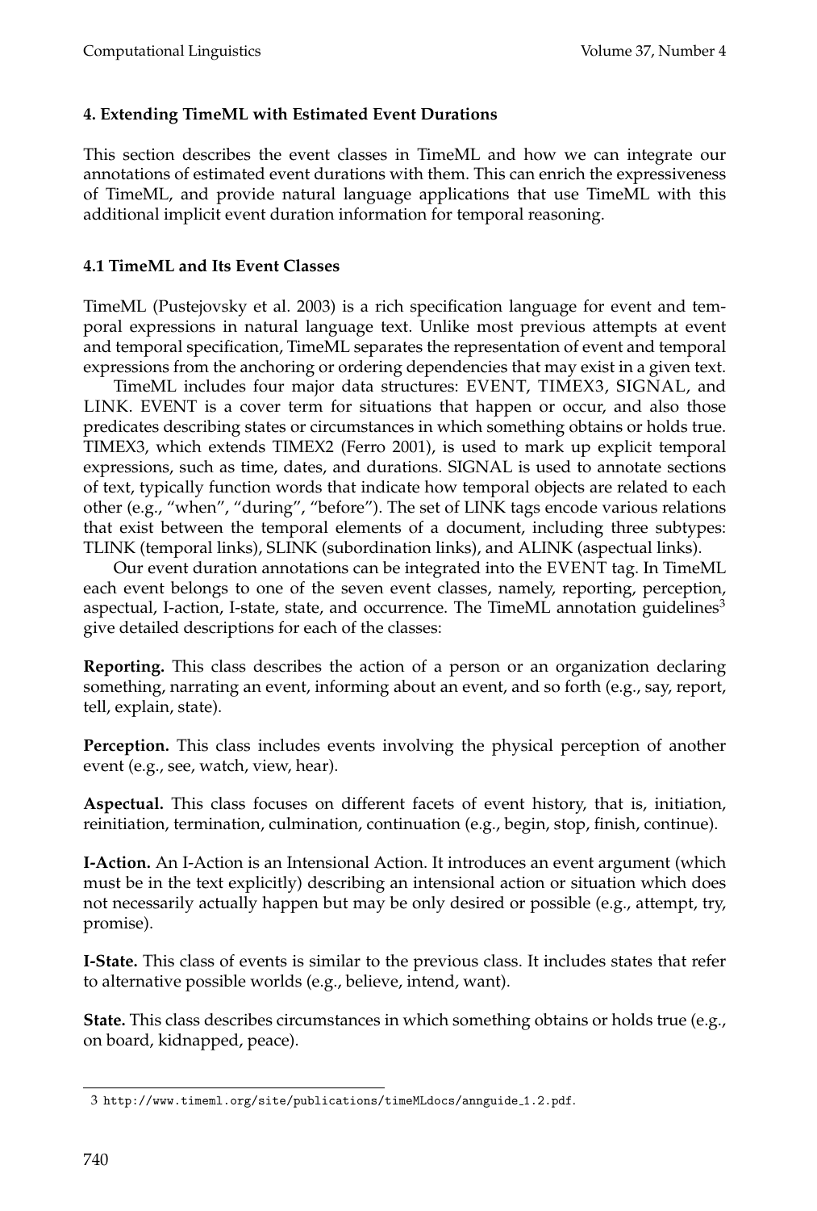## 4. Extending TimeML with Estimated Event Durations

This section describes the event classes in TimeML and how we can integrate our annotations of estimated event durations with them. This can enrich the expressiveness of TimeML, and provide natural language applications that use TimeML with this additional implicit event duration information for temporal reasoning.

### 4.1 TimeML and Its Event Classes

TimeML (Pustejovsky et al. 2003) is a rich specification language for event and temporal expressions in natural language text. Unlike most previous attempts at event and temporal specification, TimeML separates the representation of event and temporal expressions from the anchoring or ordering dependencies that may exist in a given text.

TimeML includes four major data structures: EVENT, TIMEX3, SIGNAL, and LINK. EVENT is a cover term for situations that happen or occur, and also those predicates describing states or circumstances in which something obtains or holds true. TIMEX3, which extends TIMEX2 (Ferro 2001), is used to mark up explicit temporal expressions, such as time, dates, and durations. SIGNAL is used to annotate sections of text, typically function words that indicate how temporal objects are related to each other (e.g., "when", "during", "before"). The set of LINK tags encode various relations that exist between the temporal elements of a document, including three subtypes: TLINK (temporal links), SLINK (subordination links), and ALINK (aspectual links).

Our event duration annotations can be integrated into the EVENT tag. In TimeML each event belongs to one of the seven event classes, namely, reporting, perception, aspectual, I-action, I-state, state, and occurrence. The TimeML annotation guidelines[3] give detailed descriptions for each of the classes:

**Reporting.** This class describes the action of a person or an organization declaring something, narrating an event, informing about an event, and so forth (e.g., say, report, tell, explain, state).

**Perception.** This class includes events involving the physical perception of another event (e.g., see, watch, view, hear).

**Aspectual.** This class focuses on different facets of event history, that is, initiation, reinitiation, termination, culmination, continuation (e.g., begin, stop, finish, continue).

**I-Action.** An I-Action is an Intensional Action. It introduces an event argument (which must be in the text explicitly) describing an intensional action or situation which does not necessarily actually happen but may be only desired or possible (e.g., attempt, try, promise).

**I-State.** This class of events is similar to the previous class. It includes states that refer to alternative possible worlds (e.g., believe, intend, want).

**State.** This class describes circumstances in which something obtains or holds true (e.g., on board, kidnapped, peace).

3 http://www.timeml.org/site/publications/timeMLdocs/annguide_1.2.pdf.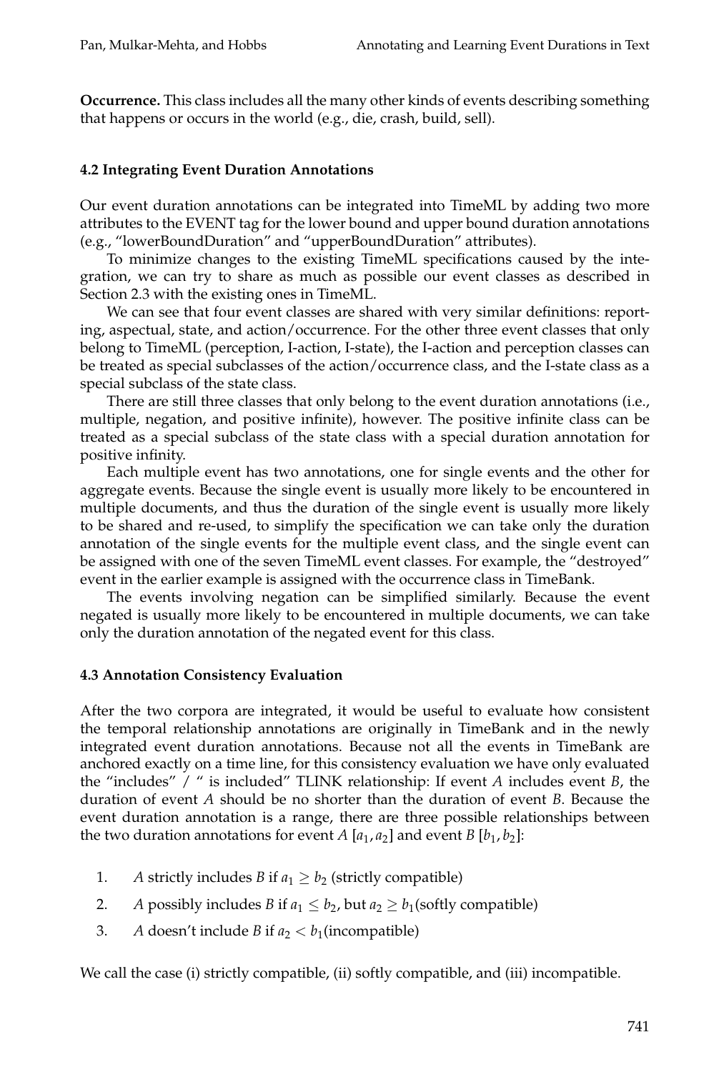**Occurrence.** This class includes all the many other kinds of events describing something that happens or occurs in the world (e.g., die, crash, build, sell).

### 4.2 Integrating Event Duration Annotations

Our event duration annotations can be integrated into TimeML by adding two more attributes to the EVENT tag for the lower bound and upper bound duration annotations (e.g., "lowerBoundDuration" and "upperBoundDuration" attributes).

To minimize changes to the existing TimeML specifications caused by the integration, we can try to share as much as possible our event classes as described in Section 2.3 with the existing ones in TimeML.

We can see that four event classes are shared with very similar definitions: reporting, aspectual, state, and action/occurrence. For the other three event classes that only belong to TimeML (perception, I-action, I-state), the I-action and perception classes can be treated as special subclasses of the action/occurrence class, and the I-state class as a special subclass of the state class.

There are still three classes that only belong to the event duration annotations (i.e., multiple, negation, and positive infinite), however. The positive infinite class can be treated as a special subclass of the state class with a special duration annotation for positive infinity.

Each multiple event has two annotations, one for single events and the other for aggregate events. Because the single event is usually more likely to be encountered in multiple documents, and thus the duration of the single event is usually more likely to be shared and re-used, to simplify the specification we can take only the duration annotation of the single events for the multiple event class, and the single event can be assigned with one of the seven TimeML event classes. For example, the "destroyed" event in the earlier example is assigned with the occurrence class in TimeBank.

The events involving negation can be simplified similarly. Because the event negated is usually more likely to be encountered in multiple documents, we can take only the duration annotation of the negated event for this class.

### 4.3 Annotation Consistency Evaluation

After the two corpora are integrated, it would be useful to evaluate how consistent the temporal relationship annotations are originally in TimeBank and in the newly integrated event duration annotations. Because not all the events in TimeBank are anchored exactly on a time line, for this consistency evaluation we have only evaluated the "includes" / " is included" TLINK relationship: If event *A* includes event *B*, the duration of event *A* should be no shorter than the duration of event *B*. Because the event duration annotation is a range, there are three possible relationships between the two duration annotations for event *A* $[a_1, a_2]$ and event *B* $[b_1, b_2]$:

1. *A* strictly includes *B* if $a_1 \geq b_2$ (strictly compatible)
2. *A* possibly includes *B* if $a_1 \leq b_2$, but $a_2 \geq b_1$(softly compatible)
3. *A* doesn't include *B* if $a_2 < b_1$(incompatible)

We call the case (i) strictly compatible, (ii) softly compatible, and (iii) incompatible.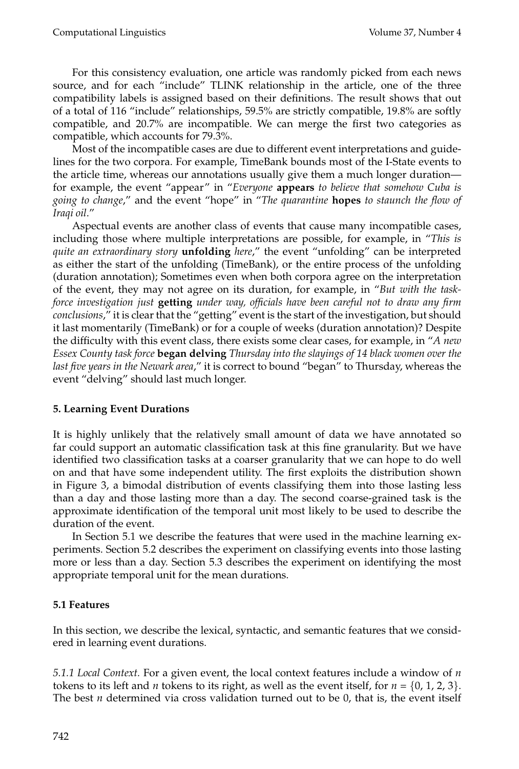For this consistency evaluation, one article was randomly picked from each news source, and for each "include" TLINK relationship in the article, one of the three compatibility labels is assigned based on their definitions. The result shows that out of a total of 116 "include" relationships, 59.5% are strictly compatible, 19.8% are softly compatible, and 20.7% are incompatible. We can merge the first two categories as compatible, which accounts for 79.3%.

Most of the incompatible cases are due to different event interpretations and guidelines for the two corpora. For example, TimeBank bounds most of the I-State events to the article time, whereas our annotations usually give them a much longer duration—for example, the event "appear" in "*Everyone* **appears** *to believe that somehow Cuba is going to change*," and the event "hope" in "*The quarantine* **hopes** *to staunch the flow of Iraqi oil*."

Aspectual events are another class of events that cause many incompatible cases, including those where multiple interpretations are possible, for example, in "*This is quite an extraordinary story* **unfolding** *here*," the event "unfolding" can be interpreted as either the start of the unfolding (TimeBank), or the entire process of the unfolding (duration annotation); Sometimes even when both corpora agree on the interpretation of the event, they may not agree on its duration, for example, in "*But with the task-force investigation just* **getting** *under way, officials have been careful not to draw any firm conclusions*," it is clear that the "getting" event is the start of the investigation, but should it last momentarily (TimeBank) or for a couple of weeks (duration annotation)? Despite the difficulty with this event class, there exists some clear cases, for example, in "*A new Essex County task force* **began delving** *Thursday into the slayings of 14 black women over the last five years in the Newark area*," it is correct to bound "began" to Thursday, whereas the event "delving" should last much longer.

## 5. Learning Event Durations

It is highly unlikely that the relatively small amount of data we have annotated so far could support an automatic classification task at this fine granularity. But we have identified two classification tasks at a coarser granularity that we can hope to do well on and that have some independent utility. The first exploits the distribution shown in Figure 3, a bimodal distribution of events classifying them into those lasting less than a day and those lasting more than a day. The second coarse-grained task is the approximate identification of the temporal unit most likely to be used to describe the duration of the event.

In Section 5.1 we describe the features that were used in the machine learning experiments. Section 5.2 describes the experiment on classifying events into those lasting more or less than a day. Section 5.3 describes the experiment on identifying the most appropriate temporal unit for the mean durations.

### 5.1 Features

In this section, we describe the lexical, syntactic, and semantic features that we considered in learning event durations.

*5.1.1 Local Context.* For a given event, the local context features include a window of $n$ tokens to its left and $n$ tokens to its right, as well as the event itself, for $n = \{0, 1, 2, 3\}$. The best $n$ determined via cross validation turned out to be 0, that is, the event itself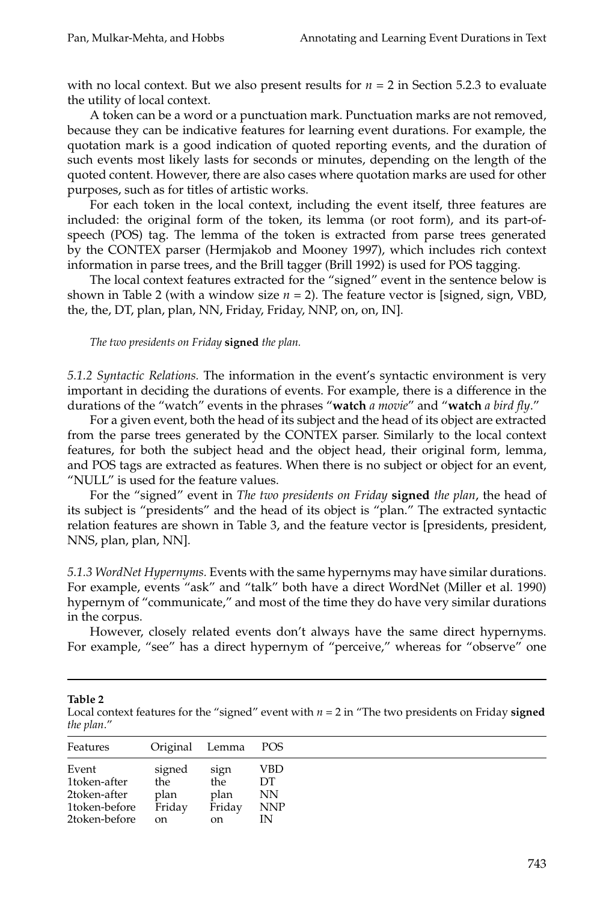with no local context. But we also present results for $n = 2$ in Section 5.2.3 to evaluate the utility of local context.

A token can be a word or a punctuation mark. Punctuation marks are not removed, because they can be indicative features for learning event durations. For example, the quotation mark is a good indication of quoted reporting events, and the duration of such events most likely lasts for seconds or minutes, depending on the length of the quoted content. However, there are also cases where quotation marks are used for other purposes, such as for titles of artistic works.

For each token in the local context, including the event itself, three features are included: the original form of the token, its lemma (or root form), and its part-of-speech (POS) tag. The lemma of the token is extracted from parse trees generated by the CONTEX parser (Hermjakob and Mooney 1997), which includes rich context information in parse trees, and the Brill tagger (Brill 1992) is used for POS tagging.

The local context features extracted for the "signed" event in the sentence below is shown in Table 2 (with a window size $n = 2$). The feature vector is [signed, sign, VBD, the, the, DT, plan, plan, NN, Friday, Friday, NNP, on, on, IN].

*The two presidents on Friday* **signed** *the plan.*

*5.1.2 Syntactic Relations.* The information in the event's syntactic environment is very important in deciding the durations of events. For example, there is a difference in the durations of the "watch" events in the phrases "**watch** *a movie*" and "**watch** *a bird fly*."

For a given event, both the head of its subject and the head of its object are extracted from the parse trees generated by the CONTEX parser. Similarly to the local context features, for both the subject head and the object head, their original form, lemma, and POS tags are extracted as features. When there is no subject or object for an event, "NULL" is used for the feature values.

For the "signed" event in *The two presidents on Friday* **signed** *the plan*, the head of its subject is "presidents" and the head of its object is "plan." The extracted syntactic relation features are shown in Table 3, and the feature vector is [presidents, president, NNS, plan, plan, NN].

*5.1.3 WordNet Hypernyms.* Events with the same hypernyms may have similar durations. For example, events "ask" and "talk" both have a direct WordNet (Miller et al. 1990) hypernym of "communicate," and most of the time they do have very similar durations in the corpus.

However, closely related events don't always have the same direct hypernyms. For example, "see" has a direct hypernym of "perceive," whereas for "observe" one

**Table 2**
Local context features for the "signed" event with $n = 2$ in "The two presidents on Friday **signed** *the plan*."

| Features | Original | Lemma | POS |
|---|---|---|---|
| Event | signed | sign | VBD |
| 1token-after | the | the | DT |
| 2token-after | plan | plan | NN |
| 1token-before | Friday | Friday | NNP |
| 2token-before | on | on | IN |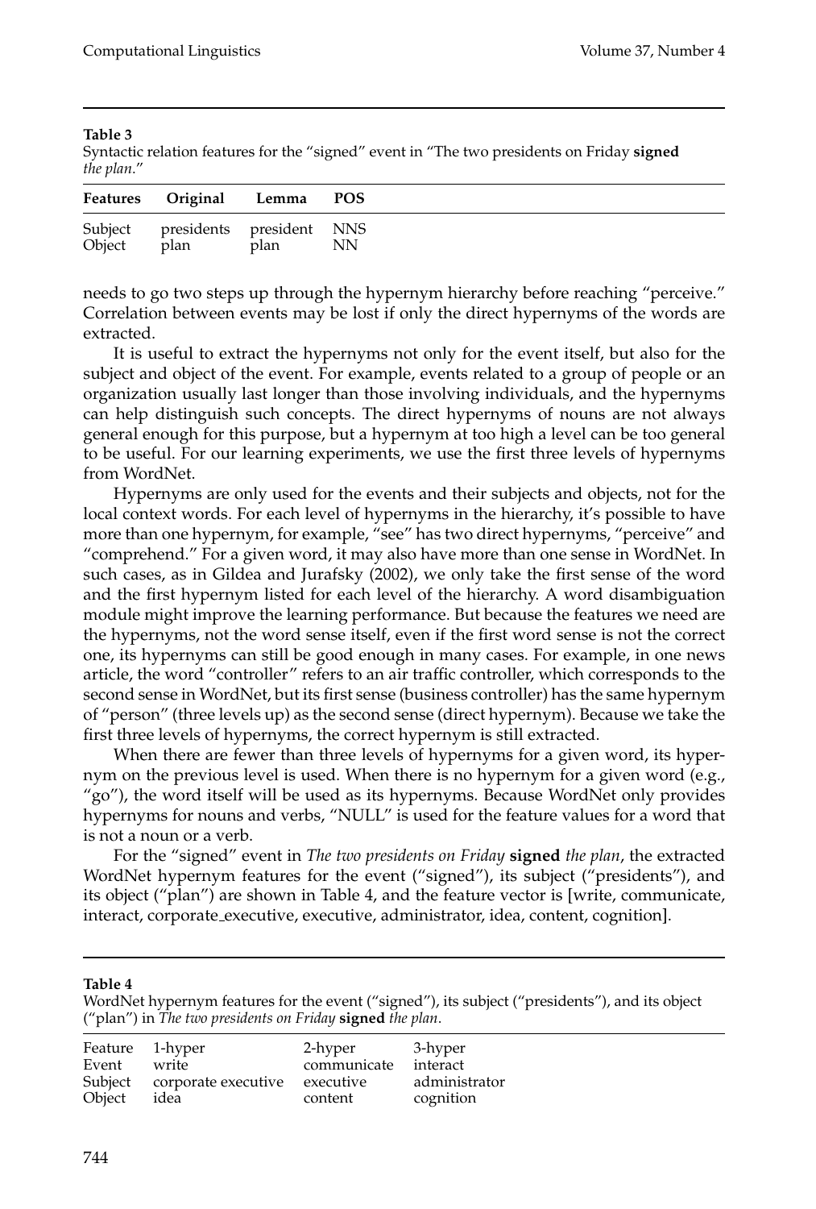**Table 3**
Syntactic relation features for the "signed" event in "The two presidents on Friday **signed** *the plan*."

| Features | Original | Lemma | POS |
|---|---|---|---|
| Subject | presidents | president | NNS |
| Object | plan | plan | NN |

needs to go two steps up through the hypernym hierarchy before reaching "perceive." Correlation between events may be lost if only the direct hypernyms of the words are extracted.

It is useful to extract the hypernyms not only for the event itself, but also for the subject and object of the event. For example, events related to a group of people or an organization usually last longer than those involving individuals, and the hypernyms can help distinguish such concepts. The direct hypernyms of nouns are not always general enough for this purpose, but a hypernym at too high a level can be too general to be useful. For our learning experiments, we use the first three levels of hypernyms from WordNet.

Hypernyms are only used for the events and their subjects and objects, not for the local context words. For each level of hypernyms in the hierarchy, it's possible to have more than one hypernym, for example, "see" has two direct hypernyms, "perceive" and "comprehend." For a given word, it may also have more than one sense in WordNet. In such cases, as in Gildea and Jurafsky (2002), we only take the first sense of the word and the first hypernym listed for each level of the hierarchy. A word disambiguation module might improve the learning performance. But because the features we need are the hypernyms, not the word sense itself, even if the first word sense is not the correct one, its hypernyms can still be good enough in many cases. For example, in one news article, the word "controller" refers to an air traffic controller, which corresponds to the second sense in WordNet, but its first sense (business controller) has the same hypernym of "person" (three levels up) as the second sense (direct hypernym). Because we take the first three levels of hypernyms, the correct hypernym is still extracted.

When there are fewer than three levels of hypernyms for a given word, its hypernym on the previous level is used. When there is no hypernym for a given word (e.g., "go"), the word itself will be used as its hypernyms. Because WordNet only provides hypernyms for nouns and verbs, "NULL" is used for the feature values for a word that is not a noun or a verb.

For the "signed" event in *The two presidents on Friday* **signed** *the plan*, the extracted WordNet hypernym features for the event ("signed"), its subject ("presidents"), and its object ("plan") are shown in Table 4, and the feature vector is [write, communicate, interact, corporate_executive, executive, administrator, idea, content, cognition].

**Table 4**
WordNet hypernym features for the event ("signed"), its subject ("presidents"), and its object ("plan") in *The two presidents on Friday* **signed** *the plan*.

| Feature | 1-hyper | 2-hyper | 3-hyper |
|---|---|---|---|
| Event | write | communicate | interact |
| Subject | corporate executive | executive | administrator |
| Object | idea | content | cognition |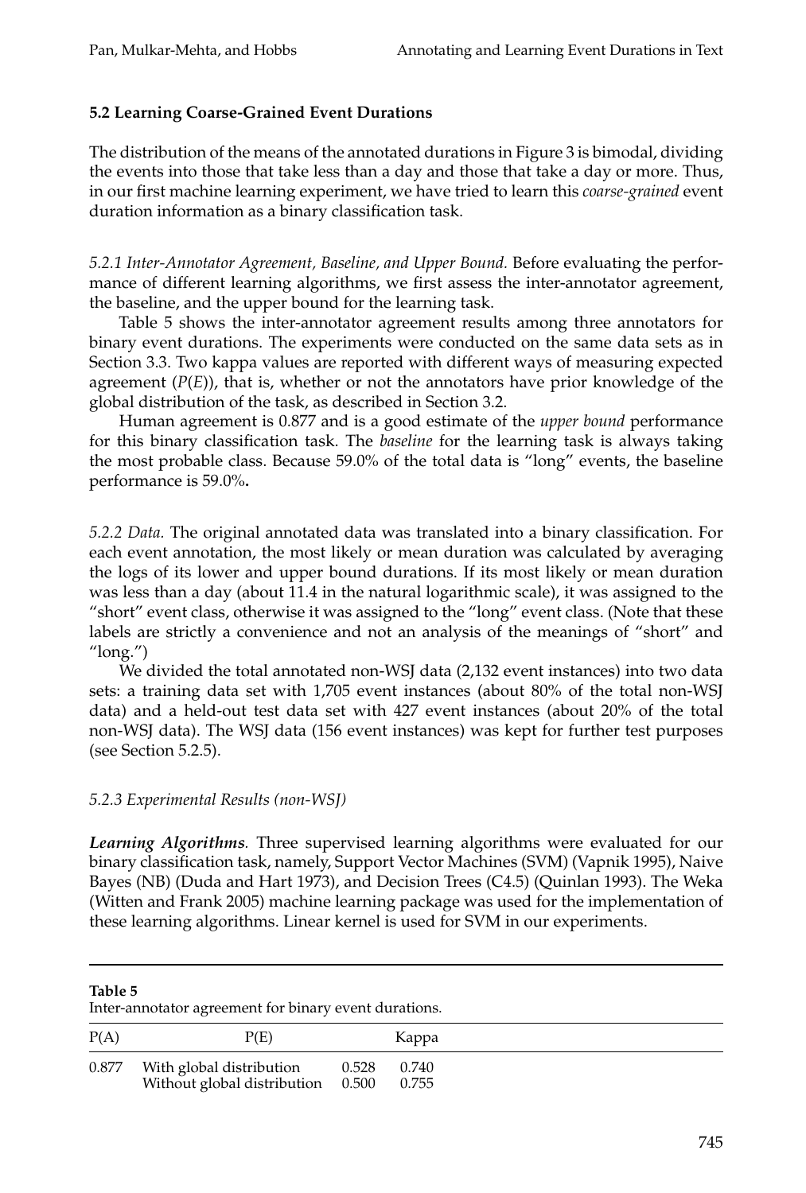### 5.2 Learning Coarse-Grained Event Durations

The distribution of the means of the annotated durations in Figure 3 is bimodal, dividing the events into those that take less than a day and those that take a day or more. Thus, in our first machine learning experiment, we have tried to learn this *coarse-grained* event duration information as a binary classification task.

*5.2.1 Inter-Annotator Agreement, Baseline, and Upper Bound.* Before evaluating the performance of different learning algorithms, we first assess the inter-annotator agreement, the baseline, and the upper bound for the learning task.

Table 5 shows the inter-annotator agreement results among three annotators for binary event durations. The experiments were conducted on the same data sets as in Section 3.3. Two kappa values are reported with different ways of measuring expected agreement ($P(E)$), that is, whether or not the annotators have prior knowledge of the global distribution of the task, as described in Section 3.2.

Human agreement is 0.877 and is a good estimate of the *upper bound* performance for this binary classification task. The *baseline* for the learning task is always taking the most probable class. Because 59.0% of the total data is "long" events, the baseline performance is 59.0%**.**

*5.2.2 Data.* The original annotated data was translated into a binary classification. For each event annotation, the most likely or mean duration was calculated by averaging the logs of its lower and upper bound durations. If its most likely or mean duration was less than a day (about 11.4 in the natural logarithmic scale), it was assigned to the "short" event class, otherwise it was assigned to the "long" event class. (Note that these labels are strictly a convenience and not an analysis of the meanings of "short" and "long.")

We divided the total annotated non-WSJ data (2,132 event instances) into two data sets: a training data set with 1,705 event instances (about 80% of the total non-WSJ data) and a held-out test data set with 427 event instances (about 20% of the total non-WSJ data). The WSJ data (156 event instances) was kept for further test purposes (see Section 5.2.5).

*5.2.3 Experimental Results (non-WSJ)*

***Learning Algorithms.*** Three supervised learning algorithms were evaluated for our binary classification task, namely, Support Vector Machines (SVM) (Vapnik 1995), Naive Bayes (NB) (Duda and Hart 1973), and Decision Trees (C4.5) (Quinlan 1993). The Weka (Witten and Frank 2005) machine learning package was used for the implementation of these learning algorithms. Linear kernel is used for SVM in our experiments.

**Table 5**
Inter-annotator agreement for binary event durations.

| P(A) | P(E) | | Kappa |
|---|---|---|---|
| 0.877 | With global distribution | 0.528 | 0.740 |
| | Without global distribution | 0.500 | 0.755 |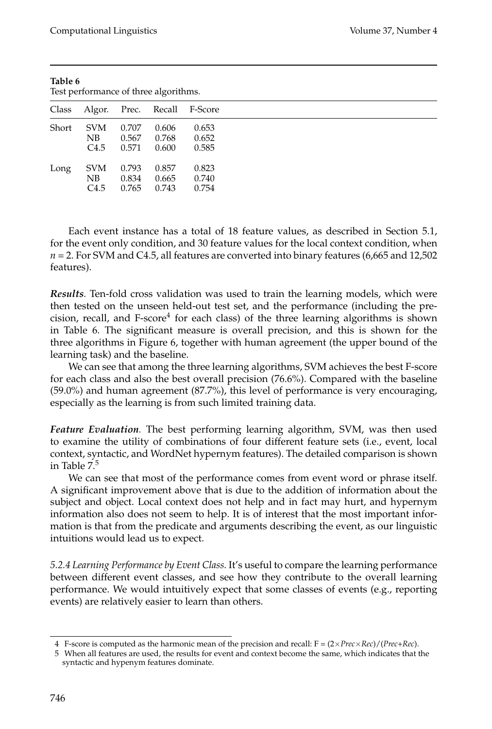**Table 6**
Test performance of three algorithms.

| Class | Algor. | Prec. | Recall | F-Score |
|---|---|---|---|---|
| Short | SVM | 0.707 | 0.606 | 0.653 |
| | NB | 0.567 | 0.768 | 0.652 |
| | C4.5 | 0.571 | 0.600 | 0.585 |
| Long | SVM | 0.793 | 0.857 | 0.823 |
| | NB | 0.834 | 0.665 | 0.740 |
| | C4.5 | 0.765 | 0.743 | 0.754 |

Each event instance has a total of 18 feature values, as described in Section 5.1, for the event only condition, and 30 feature values for the local context condition, when $n = 2$. For SVM and C4.5, all features are converted into binary features (6,665 and 12,502 features).

***Results.*** Ten-fold cross validation was used to train the learning models, which were then tested on the unseen held-out test set, and the performance (including the precision, recall, and F-score[4] for each class) of the three learning algorithms is shown in Table 6. The significant measure is overall precision, and this is shown for the three algorithms in Figure 6, together with human agreement (the upper bound of the learning task) and the baseline.

We can see that among the three learning algorithms, SVM achieves the best F-score for each class and also the best overall precision (76.6%). Compared with the baseline (59.0%) and human agreement (87.7%), this level of performance is very encouraging, especially as the learning is from such limited training data.

***Feature Evaluation.*** The best performing learning algorithm, SVM, was then used to examine the utility of combinations of four different feature sets (i.e., event, local context, syntactic, and WordNet hypernym features). The detailed comparison is shown in Table 7.[5]

We can see that most of the performance comes from event word or phrase itself. A significant improvement above that is due to the addition of information about the subject and object. Local context does not help and in fact may hurt, and hypernym information also does not seem to help. It is of interest that the most important information is that from the predicate and arguments describing the event, as our linguistic intuitions would lead us to expect.

*5.2.4 Learning Performance by Event Class.* It's useful to compare the learning performance between different event classes, and see how they contribute to the overall learning performance. We would intuitively expect that some classes of events (e.g., reporting events) are relatively easier to learn than others.

---

4 F-score is computed as the harmonic mean of the precision and recall: $F = (2 \times Prec \times Rec)/(Prec + Rec)$.

5 When all features are used, the results for event and context become the same, which indicates that the syntactic and hypenym features dominate.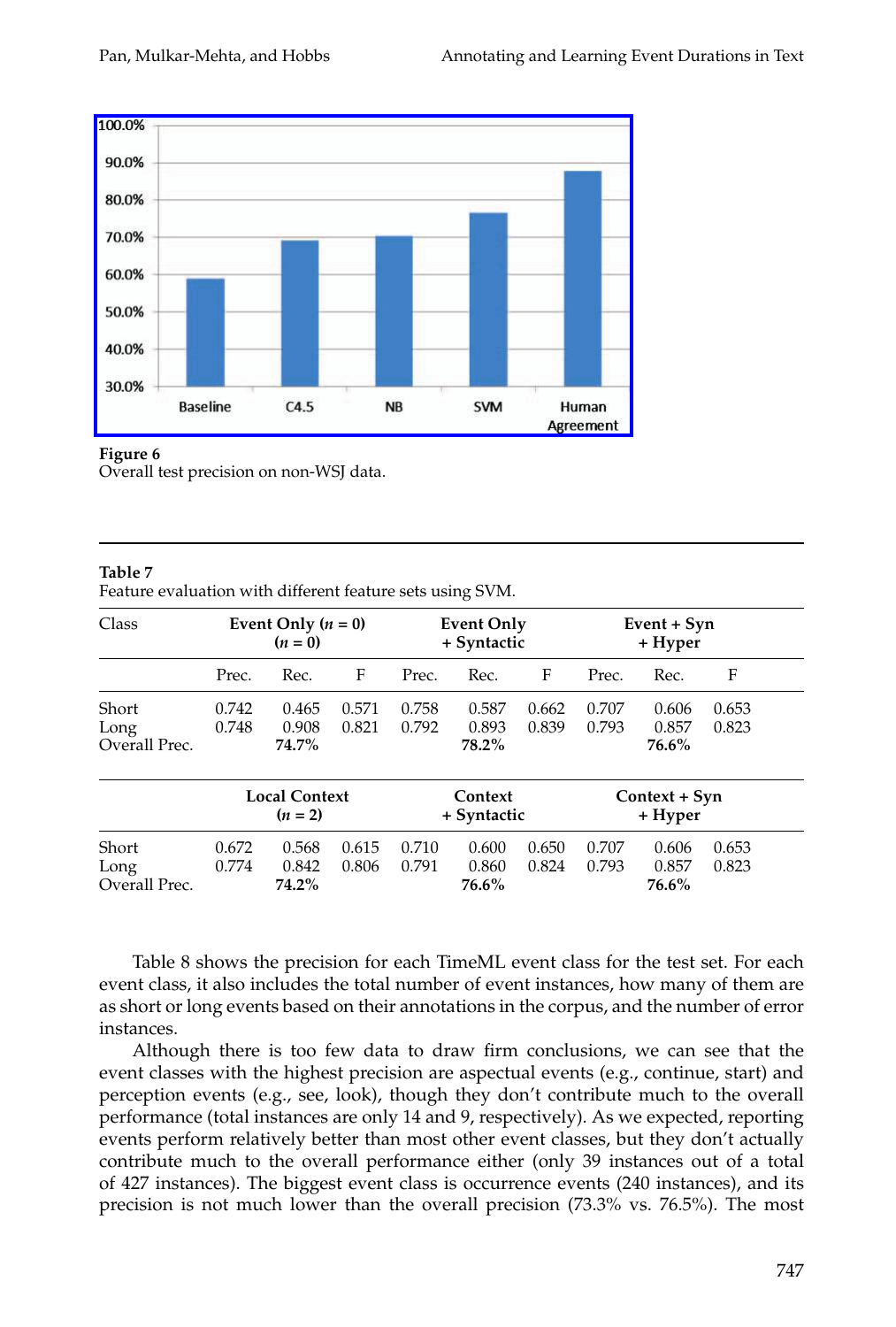**Figure 6**
Overall test precision on non-WSJ data.

**Table 7**
Feature evaluation with different feature sets using SVM.

| Class | Event Only ($n$ = 0) ($n$ = 0) | | | Event Only + Syntactic | | | Event + Syn + Hyper | | |
|---|---|---|---|---|---|---|---|---|---|
| | Prec. | Rec. | F | Prec. | Rec. | F | Prec. | Rec. | F |
| Short | 0.742 | 0.465 | 0.571 | 0.758 | 0.587 | 0.662 | 0.707 | 0.606 | 0.653 |
| Long | 0.748 | 0.908 | 0.821 | 0.792 | 0.893 | 0.839 | 0.793 | 0.857 | 0.823 |
| Overall Prec. | | **74.7%** | | | **78.2%** | | | **76.6%** | |
| | **Local Context ($n$ = 2)** | | | **Context + Syntactic** | | | **Context + Syn + Hyper** | | |
| Short | 0.672 | 0.568 | 0.615 | 0.710 | 0.600 | 0.650 | 0.707 | 0.606 | 0.653 |
| Long | 0.774 | 0.842 | 0.806 | 0.791 | 0.860 | 0.824 | 0.793 | 0.857 | 0.823 |
| Overall Prec. | | **74.2%** | | | **76.6%** | | | **76.6%** | |

Table 8 shows the precision for each TimeML event class for the test set. For each event class, it also includes the total number of event instances, how many of them are as short or long events based on their annotations in the corpus, and the number of error instances.

Although there is too few data to draw firm conclusions, we can see that the event classes with the highest precision are aspectual events (e.g., continue, start) and perception events (e.g., see, look), though they don't contribute much to the overall performance (total instances are only 14 and 9, respectively). As we expected, reporting events perform relatively better than most other event classes, but they don't actually contribute much to the overall performance either (only 39 instances out of a total of 427 instances). The biggest event class is occurrence events (240 instances), and its precision is not much lower than the overall precision (73.3% vs. 76.5%). The most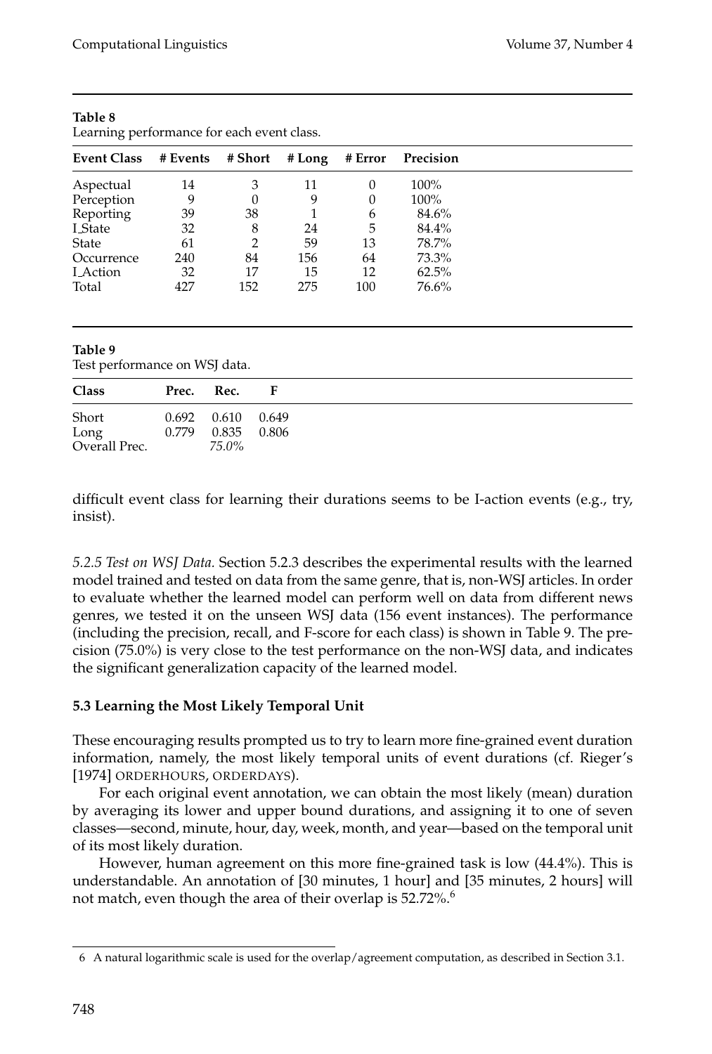**Table 8**
Learning performance for each event class.

| Event Class | # Events | # Short | # Long | # Error | Precision |
|---|---|---|---|---|---|
| Aspectual | 14 | 3 | 11 | 0 | 100% |
| Perception | 9 | 0 | 9 | 0 | 100% |
| Reporting | 39 | 38 | 1 | 6 | 84.6% |
| I_State | 32 | 8 | 24 | 5 | 84.4% |
| State | 61 | 2 | 59 | 13 | 78.7% |
| Occurrence | 240 | 84 | 156 | 64 | 73.3% |
| I_Action | 32 | 17 | 15 | 12 | 62.5% |
| Total | 427 | 152 | 275 | 100 | 76.6% |

**Table 9**
Test performance on WSJ data.

| Class | Prec. | Rec. | F |
|---|---|---|---|
| Short | 0.692 | 0.610 | 0.649 |
| Long | 0.779 | 0.835 | 0.806 |
| Overall Prec. | | *75.0%* | |

difficult event class for learning their durations seems to be I-action events (e.g., try, insist).

*5.2.5 Test on WSJ Data.* Section 5.2.3 describes the experimental results with the learned model trained and tested on data from the same genre, that is, non-WSJ articles. In order to evaluate whether the learned model can perform well on data from different news genres, we tested it on the unseen WSJ data (156 event instances). The performance (including the precision, recall, and F-score for each class) is shown in Table 9. The precision (75.0%) is very close to the test performance on the non-WSJ data, and indicates the significant generalization capacity of the learned model.

### 5.3 Learning the Most Likely Temporal Unit

These encouraging results prompted us to try to learn more fine-grained event duration information, namely, the most likely temporal units of event durations (cf. Rieger's [1974] ORDERHOURS, ORDERDAYS).

For each original event annotation, we can obtain the most likely (mean) duration by averaging its lower and upper bound durations, and assigning it to one of seven classes—second, minute, hour, day, week, month, and year—based on the temporal unit of its most likely duration.

However, human agreement on this more fine-grained task is low (44.4%). This is understandable. An annotation of [30 minutes, 1 hour] and [35 minutes, 2 hours] will not match, even though the area of their overlap is 52.72%.[6]

6 A natural logarithmic scale is used for the overlap/agreement computation, as described in Section 3.1.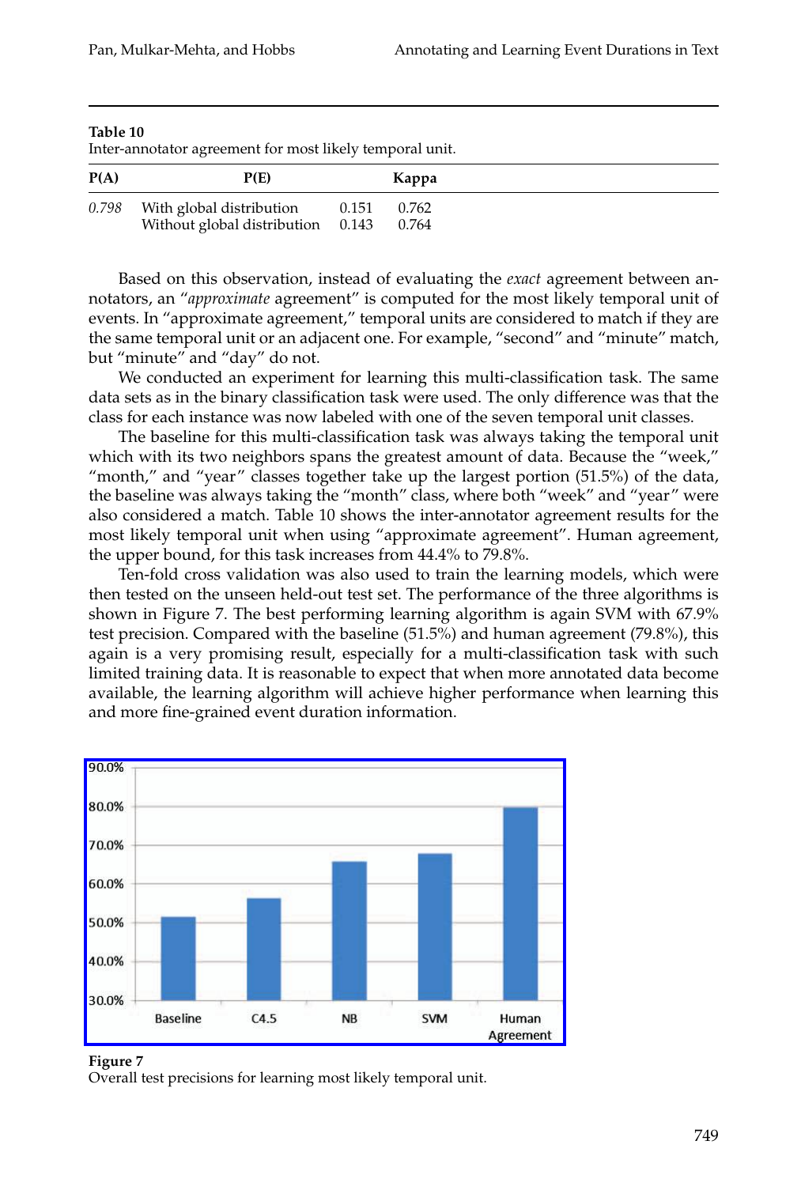**Table 10**
Inter-annotator agreement for most likely temporal unit.

| P(A) | P(E) | | Kappa |
|---|---|---|---|
| *0.798* | With global distribution | 0.151 | 0.762 |
| | Without global distribution | 0.143 | 0.764 |

Based on this observation, instead of evaluating the *exact* agreement between annotators, an "*approximate* agreement" is computed for the most likely temporal unit of events. In "approximate agreement," temporal units are considered to match if they are the same temporal unit or an adjacent one. For example, "second" and "minute" match, but "minute" and "day" do not.

We conducted an experiment for learning this multi-classification task. The same data sets as in the binary classification task were used. The only difference was that the class for each instance was now labeled with one of the seven temporal unit classes.

The baseline for this multi-classification task was always taking the temporal unit which with its two neighbors spans the greatest amount of data. Because the "week," "month," and "year" classes together take up the largest portion (51.5%) of the data, the baseline was always taking the "month" class, where both "week" and "year" were also considered a match. Table 10 shows the inter-annotator agreement results for the most likely temporal unit when using "approximate agreement". Human agreement, the upper bound, for this task increases from 44.4% to 79.8%.

Ten-fold cross validation was also used to train the learning models, which were then tested on the unseen held-out test set. The performance of the three algorithms is shown in Figure 7. The best performing learning algorithm is again SVM with 67.9% test precision. Compared with the baseline (51.5%) and human agreement (79.8%), this again is a very promising result, especially for a multi-classification task with such limited training data. It is reasonable to expect that when more annotated data become available, the learning algorithm will achieve higher performance when learning this and more fine-grained event duration information.

**Figure 7**
Overall test precisions for learning most likely temporal unit.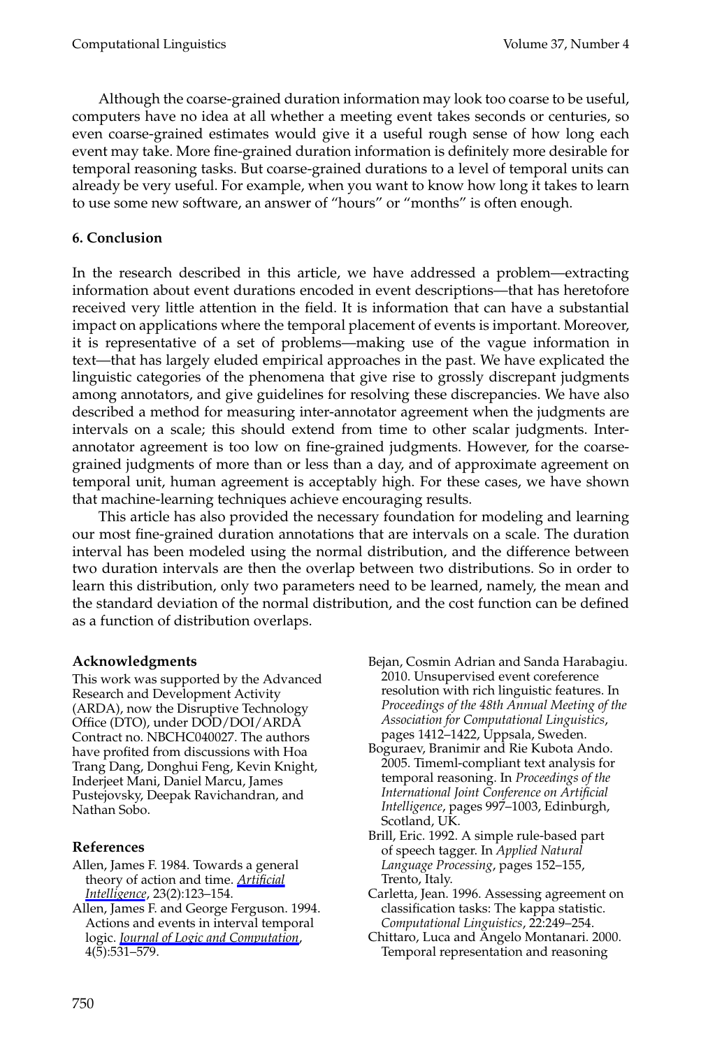Although the coarse-grained duration information may look too coarse to be useful, computers have no idea at all whether a meeting event takes seconds or centuries, so even coarse-grained estimates would give it a useful rough sense of how long each event may take. More fine-grained duration information is definitely more desirable for temporal reasoning tasks. But coarse-grained durations to a level of temporal units can already be very useful. For example, when you want to know how long it takes to learn to use some new software, an answer of "hours" or "months" is often enough.

## 6. Conclusion

In the research described in this article, we have addressed a problem—extracting information about event durations encoded in event descriptions—that has heretofore received very little attention in the field. It is information that can have a substantial impact on applications where the temporal placement of events is important. Moreover, it is representative of a set of problems—making use of the vague information in text—that has largely eluded empirical approaches in the past. We have explicated the linguistic categories of the phenomena that give rise to grossly discrepant judgments among annotators, and give guidelines for resolving these discrepancies. We have also described a method for measuring inter-annotator agreement when the judgments are intervals on a scale; this should extend from time to other scalar judgments. Inter-annotator agreement is too low on fine-grained judgments. However, for the coarse-grained judgments of more than or less than a day, and of approximate agreement on temporal unit, human agreement is acceptably high. For these cases, we have shown that machine-learning techniques achieve encouraging results.

This article has also provided the necessary foundation for modeling and learning our most fine-grained duration annotations that are intervals on a scale. The duration interval has been modeled using the normal distribution, and the difference between two duration intervals are then the overlap between two distributions. So in order to learn this distribution, only two parameters need to be learned, namely, the mean and the standard deviation of the normal distribution, and the cost function can be defined as a function of distribution overlaps.

### Acknowledgments

This work was supported by the Advanced Research and Development Activity (ARDA), now the Disruptive Technology Office (DTO), under DOD/DOI/ARDA Contract no. NBCHC040027. The authors have profited from discussions with Hoa Trang Dang, Donghui Feng, Kevin Knight, Inderjeet Mani, Daniel Marcu, James Pustejovsky, Deepak Ravichandran, and Nathan Sobo.

### References

Allen, James F. 1984. Towards a general theory of action and time. *Artificial Intelligence*, 23(2):123–154.

Allen, James F. and George Ferguson. 1994. Actions and events in interval temporal logic. *Journal of Logic and Computation*, 4(5):531–579.

Bejan, Cosmin Adrian and Sanda Harabagiu. 2010. Unsupervised event coreference resolution with rich linguistic features. In *Proceedings of the 48th Annual Meeting of the Association for Computational Linguistics*, pages 1412–1422, Uppsala, Sweden.

Boguraev, Branimir and Rie Kubota Ando. 2005. Timeml-compliant text analysis for temporal reasoning. In *Proceedings of the International Joint Conference on Artificial Intelligence*, pages 997–1003, Edinburgh, Scotland, UK.

Brill, Eric. 1992. A simple rule-based part of speech tagger. In *Applied Natural Language Processing*, pages 152–155, Trento, Italy.

Carletta, Jean. 1996. Assessing agreement on classification tasks: The kappa statistic. *Computational Linguistics*, 22:249–254.

Chittaro, Luca and Angelo Montanari. 2000. Temporal representation and reasoning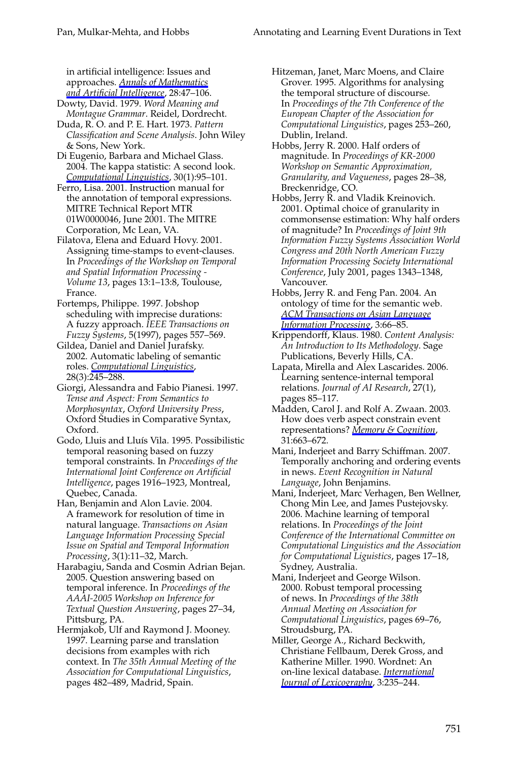in artificial intelligence: Issues and approaches. *Annals of Mathematics and Artificial Intelligence*, 28:47–106.

Dowty, David. 1979. *Word Meaning and Montague Grammar*. Reidel, Dordrecht.

Duda, R. O. and P. E. Hart. 1973. *Pattern Classification and Scene Analysis*. John Wiley & Sons, New York.

Di Eugenio, Barbara and Michael Glass. 2004. The kappa statistic: A second look. *Computational Linguistics*, 30(1):95–101.

Ferro, Lisa. 2001. Instruction manual for the annotation of temporal expressions. MITRE Technical Report MTR 01W0000046, June 2001. The MITRE Corporation, Mc Lean, VA.

Filatova, Elena and Eduard Hovy. 2001. Assigning time-stamps to event-clauses. In *Proceedings of the Workshop on Temporal and Spatial Information Processing - Volume 13*, pages 13:1–13:8, Toulouse, France.

Fortemps, Philippe. 1997. Jobshop scheduling with imprecise durations: A fuzzy approach. *IEEE Transactions on Fuzzy Systems*, 5(1997), pages 557–569.

Gildea, Daniel and Daniel Jurafsky. 2002. Automatic labeling of semantic roles. *Computational Linguistics*, 28(3):245–288.

Giorgi, Alessandra and Fabio Pianesi. 1997. *Tense and Aspect: From Semantics to Morphosyntax, Oxford University Press*, Oxford Studies in Comparative Syntax, Oxford.

Godo, Lluis and Lluís Vila. 1995. Possibilistic temporal reasoning based on fuzzy temporal constraints. In *Proceedings of the International Joint Conference on Artificial Intelligence*, pages 1916–1923, Montreal, Quebec, Canada.

Han, Benjamin and Alon Lavie. 2004. A framework for resolution of time in natural language. *Transactions on Asian Language Information Processing Special Issue on Spatial and Temporal Information Processing*, 3(1):11–32, March.

Harabagiu, Sanda and Cosmin Adrian Bejan. 2005. Question answering based on temporal inference. In *Proceedings of the AAAI-2005 Workshop on Inference for Textual Question Answering*, pages 27–34, Pittsburg, PA.

Hermjakob, Ulf and Raymond J. Mooney. 1997. Learning parse and translation decisions from examples with rich context. In *The 35th Annual Meeting of the Association for Computational Linguistics*, pages 482–489, Madrid, Spain.

Hitzeman, Janet, Marc Moens, and Claire Grover. 1995. Algorithms for analysing the temporal structure of discourse. In *Proceedings of the 7th Conference of the European Chapter of the Association for Computational Linguistics*, pages 253–260, Dublin, Ireland.

Hobbs, Jerry R. 2000. Half orders of magnitude. In *Proceedings of KR-2000 Workshop on Semantic Approximation, Granularity, and Vagueness*, pages 28–38, Breckenridge, CO.

Hobbs, Jerry R. and Vladik Kreinovich. 2001. Optimal choice of granularity in commonsense estimation: Why half orders of magnitude? In *Proceedings of Joint 9th Information Fuzzy Systems Association World Congress and 20th North American Fuzzy Information Processing Society International Conference*, July 2001, pages 1343–1348, Vancouver.

Hobbs, Jerry R. and Feng Pan. 2004. An ontology of time for the semantic web. *ACM Transactions on Asian Language Information Processing*, 3:66–85.

Krippendorff, Klaus. 1980. *Content Analysis: An Introduction to Its Methodology*. Sage Publications, Beverly Hills, CA.

Lapata, Mirella and Alex Lascarides. 2006. Learning sentence-internal temporal relations. *Journal of AI Research*, 27(1), pages 85–117.

Madden, Carol J. and Rolf A. Zwaan. 2003. How does verb aspect constrain event representations? *Memory & Cognition*, 31:663–672.

Mani, Inderjeet and Barry Schiffman. 2007. Temporally anchoring and ordering events in news. *Event Recognition in Natural Language*, John Benjamins.

Mani, Inderjeet, Marc Verhagen, Ben Wellner, Chong Min Lee, and James Pustejovsky. 2006. Machine learning of temporal relations. In *Proceedings of the Joint Conference of the International Committee on Computational Linguistics and the Association for Computational Liguistics*, pages 17–18, Sydney, Australia.

Mani, Inderjeet and George Wilson. 2000. Robust temporal processing of news. In *Proceedings of the 38th Annual Meeting on Association for Computational Linguistics*, pages 69–76, Stroudsburg, PA.

Miller, George A., Richard Beckwith, Christiane Fellbaum, Derek Gross, and Katherine Miller. 1990. Wordnet: An on-line lexical database. *International Journal of Lexicography*, 3:235–244.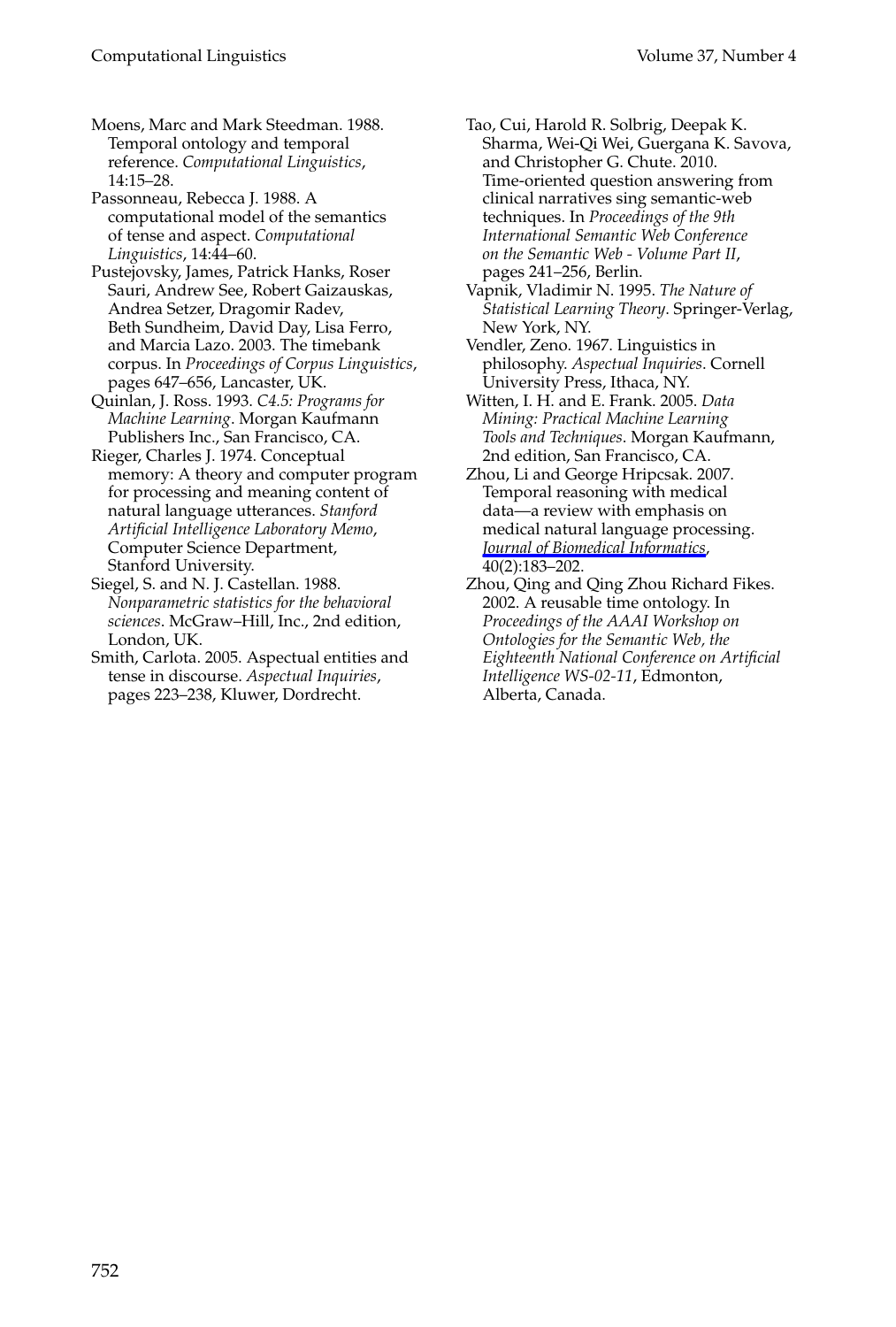Moens, Marc and Mark Steedman. 1988. Temporal ontology and temporal reference. *Computational Linguistics*, 14:15–28.

Passonneau, Rebecca J. 1988. A computational model of the semantics of tense and aspect. *Computational Linguistics*, 14:44–60.

Pustejovsky, James, Patrick Hanks, Roser Sauri, Andrew See, Robert Gaizauskas, Andrea Setzer, Dragomir Radev, Beth Sundheim, David Day, Lisa Ferro, and Marcia Lazo. 2003. The timebank corpus. In *Proceedings of Corpus Linguistics*, pages 647–656, Lancaster, UK.

Quinlan, J. Ross. 1993. *C4.5: Programs for Machine Learning*. Morgan Kaufmann Publishers Inc., San Francisco, CA.

Rieger, Charles J. 1974. Conceptual memory: A theory and computer program for processing and meaning content of natural language utterances. *Stanford Artificial Intelligence Laboratory Memo*, Computer Science Department, Stanford University.

Siegel, S. and N. J. Castellan. 1988. *Nonparametric statistics for the behavioral sciences*. McGraw–Hill, Inc., 2nd edition, London, UK.

Smith, Carlota. 2005. Aspectual entities and tense in discourse. *Aspectual Inquiries*, pages 223–238, Kluwer, Dordrecht.

Tao, Cui, Harold R. Solbrig, Deepak K. Sharma, Wei-Qi Wei, Guergana K. Savova, and Christopher G. Chute. 2010. Time-oriented question answering from clinical narratives sing semantic-web techniques. In *Proceedings of the 9th International Semantic Web Conference on the Semantic Web - Volume Part II*, pages 241–256, Berlin.

Vapnik, Vladimir N. 1995. *The Nature of Statistical Learning Theory*. Springer-Verlag, New York, NY.

Vendler, Zeno. 1967. Linguistics in philosophy. *Aspectual Inquiries*. Cornell University Press, Ithaca, NY.

Witten, I. H. and E. Frank. 2005. *Data Mining: Practical Machine Learning Tools and Techniques*. Morgan Kaufmann, 2nd edition, San Francisco, CA.

Zhou, Li and George Hripcsak. 2007. Temporal reasoning with medical data—a review with emphasis on medical natural language processing. *Journal of Biomedical Informatics*, 40(2):183–202.

Zhou, Qing and Qing Zhou Richard Fikes. 2002. A reusable time ontology. In *Proceedings of the AAAI Workshop on Ontologies for the Semantic Web, the Eighteenth National Conference on Artificial Intelligence WS-02-11*, Edmonton, Alberta, Canada.